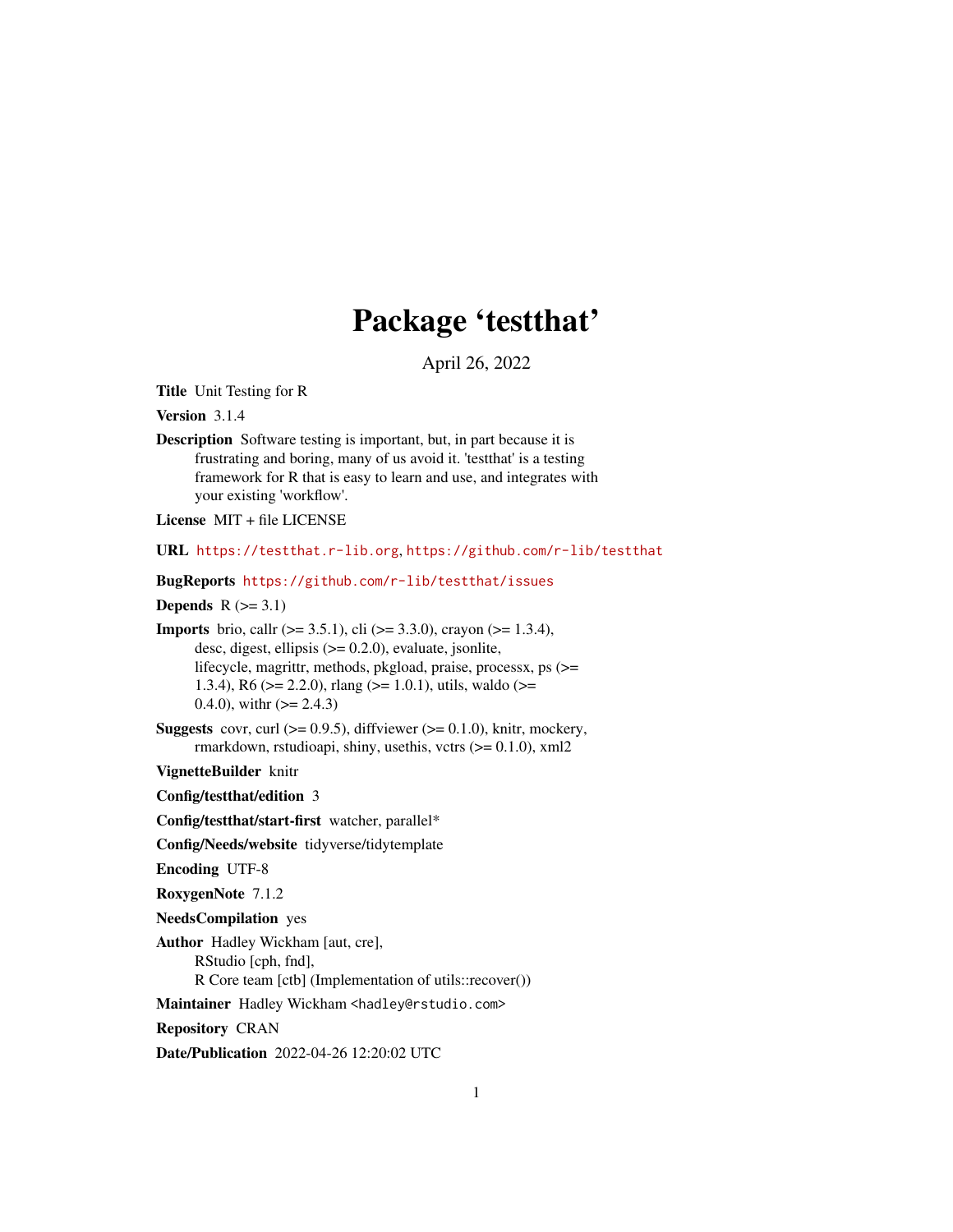# Package 'testthat'

April 26, 2022

**Title** Unit Testing for R

**Version** 3.1.4

**Description** Software testing is important, but, in part because it is frustrating and boring, many of us avoid it. 'testthat' is a testing framework for R that is easy to learn and use, and integrates with your existing 'workflow'.

**License** MIT + file LICENSE

**URL** https://testthat.r-lib.org, https://github.com/r-lib/testthat

**BugReports** https://github.com/r-lib/testthat/issues

**Depends** R (>= 3.1)

**Imports** brio, callr (>= 3.5.1), cli (>= 3.3.0), crayon (>= 1.3.4), desc, digest, ellipsis (>= 0.2.0), evaluate, jsonlite, lifecycle, magrittr, methods, pkgload, praise, processx, ps (>= 1.3.4), R6 (>= 2.2.0), rlang (>= 1.0.1), utils, waldo (>= 0.4.0), withr (>= 2.4.3)

**Suggests** covr, curl (>= 0.9.5), diffviewer (>= 0.1.0), knitr, mockery, rmarkdown, rstudioapi, shiny, usethis, vctrs (>= 0.1.0), xml2

**VignetteBuilder** knitr

**Config/testthat/edition** 3

**Config/testthat/start-first** watcher, parallel*

**Config/Needs/website** tidyverse/tidytemplate

**Encoding** UTF-8

**RoxygenNote** 7.1.2

**NeedsCompilation** yes

**Author** Hadley Wickham [aut, cre], RStudio [cph, fnd], R Core team [ctb] (Implementation of utils::recover())

**Maintainer** Hadley Wickham <hadley@rstudio.com>

**Repository** CRAN

**Date/Publication** 2022-04-26 12:20:02 UTC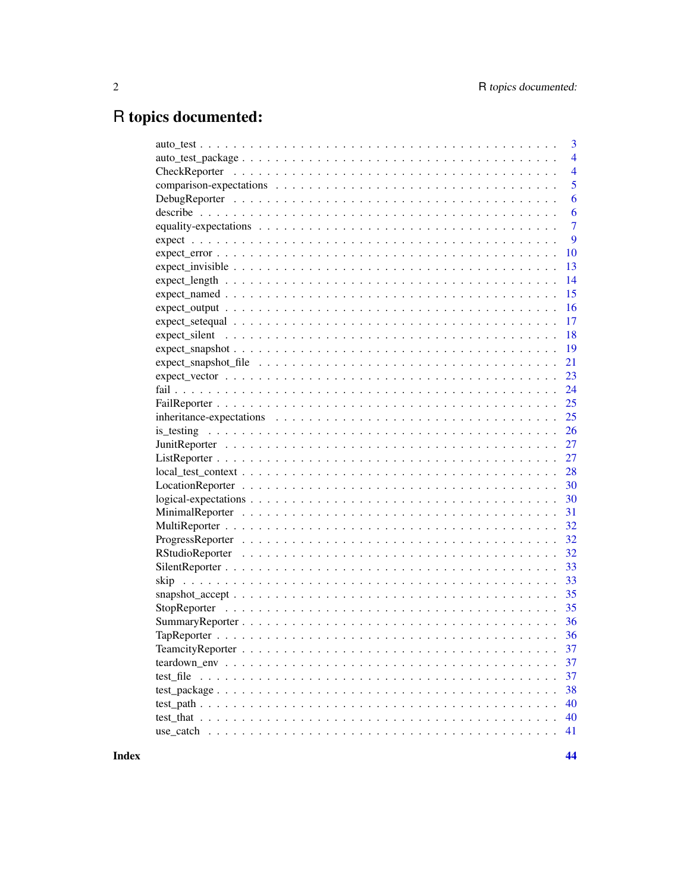# R topics documented:

| | |
|---|---|
| auto_test | 3 |
| auto_test_package | 4 |
| CheckReporter | 4 |
| comparison-expectations | 5 |
| DebugReporter | 6 |
| describe | 6 |
| equality-expectations | 7 |
| expect | 9 |
| expect_error | 10 |
| expect_invisible | 13 |
| expect_length | 14 |
| expect_named | 15 |
| expect_output | 16 |
| expect_setequal | 17 |
| expect_silent | 18 |
| expect_snapshot | 19 |
| expect_snapshot_file | 21 |
| expect_vector | 23 |
| fail | 24 |
| FailReporter | 25 |
| inheritance-expectations | 25 |
| is_testing | 26 |
| JunitReporter | 27 |
| ListReporter | 27 |
| local_test_context | 28 |
| LocationReporter | 30 |
| logical-expectations | 30 |
| MinimalReporter | 31 |
| MultiReporter | 32 |
| ProgressReporter | 32 |
| RStudioReporter | 32 |
| SilentReporter | 33 |
| skip | 33 |
| snapshot_accept | 35 |
| StopReporter | 35 |
| SummaryReporter | 36 |
| TapReporter | 36 |
| TeamcityReporter | 37 |
| teardown_env | 37 |
| test_file | 37 |
| test_package | 38 |
| test_path | 40 |
| test_that | 40 |
| use_catch | 41 |

**Index** **44**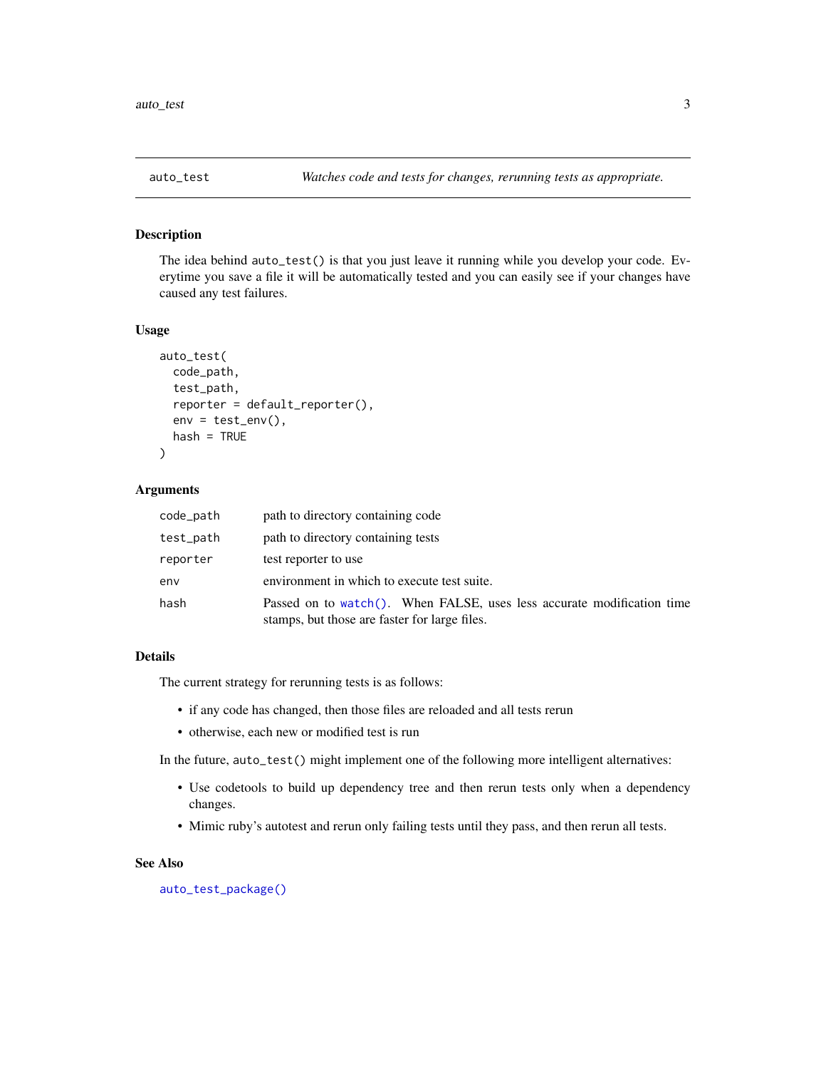## auto_test — *Watches code and tests for changes, rerunning tests as appropriate.*

### Description

The idea behind `auto_test()` is that you just leave it running while you develop your code. Everytime you save a file it will be automatically tested and you can easily see if your changes have caused any test failures.

### Usage

```
auto_test(
  code_path,
  test_path,
  reporter = default_reporter(),
  env = test_env(),
  hash = TRUE
)
```

### Arguments

| Argument | Description |
| --- | --- |
| `code_path` | path to directory containing code |
| `test_path` | path to directory containing tests |
| `reporter` | test reporter to use |
| `env` | environment in which to execute test suite. |
| `hash` | Passed on to `watch()`. When FALSE, uses less accurate modification time stamps, but those are faster for large files. |

### Details

The current strategy for rerunning tests is as follows:

- if any code has changed, then those files are reloaded and all tests rerun
- otherwise, each new or modified test is run

In the future, `auto_test()` might implement one of the following more intelligent alternatives:

- Use codetools to build up dependency tree and then rerun tests only when a dependency changes.
- Mimic ruby's autotest and rerun only failing tests until they pass, and then rerun all tests.

### See Also

`auto_test_package()`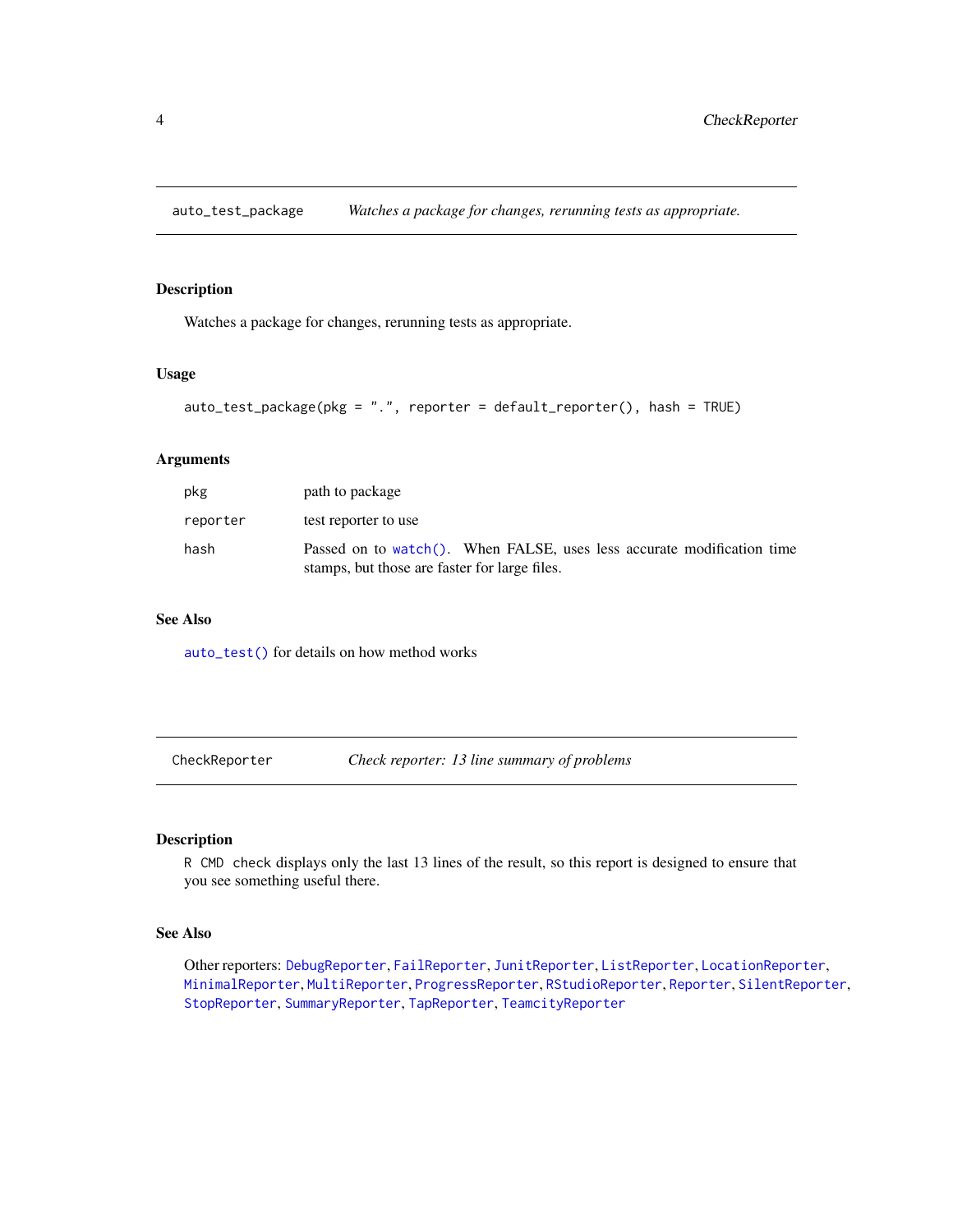## auto_test_package — *Watches a package for changes, rerunning tests as appropriate.*

### Description

Watches a package for changes, rerunning tests as appropriate.

### Usage

```
auto_test_package(pkg = ".", reporter = default_reporter(), hash = TRUE)
```

### Arguments

| | |
|---|---|
| `pkg` | path to package |
| `reporter` | test reporter to use |
| `hash` | Passed on to `watch()`. When FALSE, uses less accurate modification time stamps, but those are faster for large files. |

### See Also

`auto_test()` for details on how method works

## CheckReporter — *Check reporter: 13 line summary of problems*

### Description

`R CMD check` displays only the last 13 lines of the result, so this report is designed to ensure that you see something useful there.

### See Also

Other reporters: `DebugReporter`, `FailReporter`, `JunitReporter`, `ListReporter`, `LocationReporter`, `MinimalReporter`, `MultiReporter`, `ProgressReporter`, `RStudioReporter`, `Reporter`, `SilentReporter`, `StopReporter`, `SummaryReporter`, `TapReporter`, `TeamcityReporter`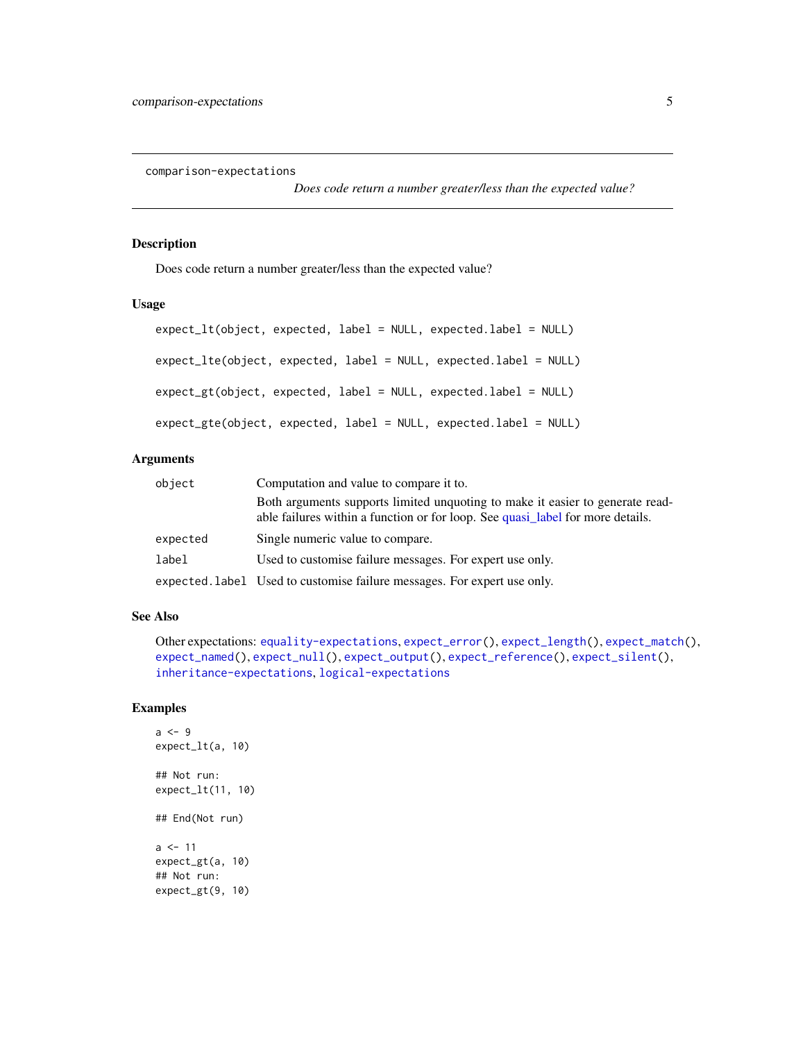comparison-expectations    *Does code return a number greater/less than the expected value?*

## Description

Does code return a number greater/less than the expected value?

## Usage

```
expect_lt(object, expected, label = NULL, expected.label = NULL)

expect_lte(object, expected, label = NULL, expected.label = NULL)

expect_gt(object, expected, label = NULL, expected.label = NULL)

expect_gte(object, expected, label = NULL, expected.label = NULL)
```

## Arguments

| | |
|---|---|
| object | Computation and value to compare it to. Both arguments supports limited unquoting to make it easier to generate readable failures within a function or for loop. See quasi_label for more details. |
| expected | Single numeric value to compare. |
| label | Used to customise failure messages. For expert use only. |
| expected.label | Used to customise failure messages. For expert use only. |

## See Also

Other expectations: `equality-expectations`, `expect_error()`, `expect_length()`, `expect_match()`, `expect_named()`, `expect_null()`, `expect_output()`, `expect_reference()`, `expect_silent()`, `inheritance-expectations`, `logical-expectations`

## Examples

```
a <- 9
expect_lt(a, 10)

## Not run:
expect_lt(11, 10)

## End(Not run)

a <- 11
expect_gt(a, 10)
## Not run:
expect_gt(9, 10)
```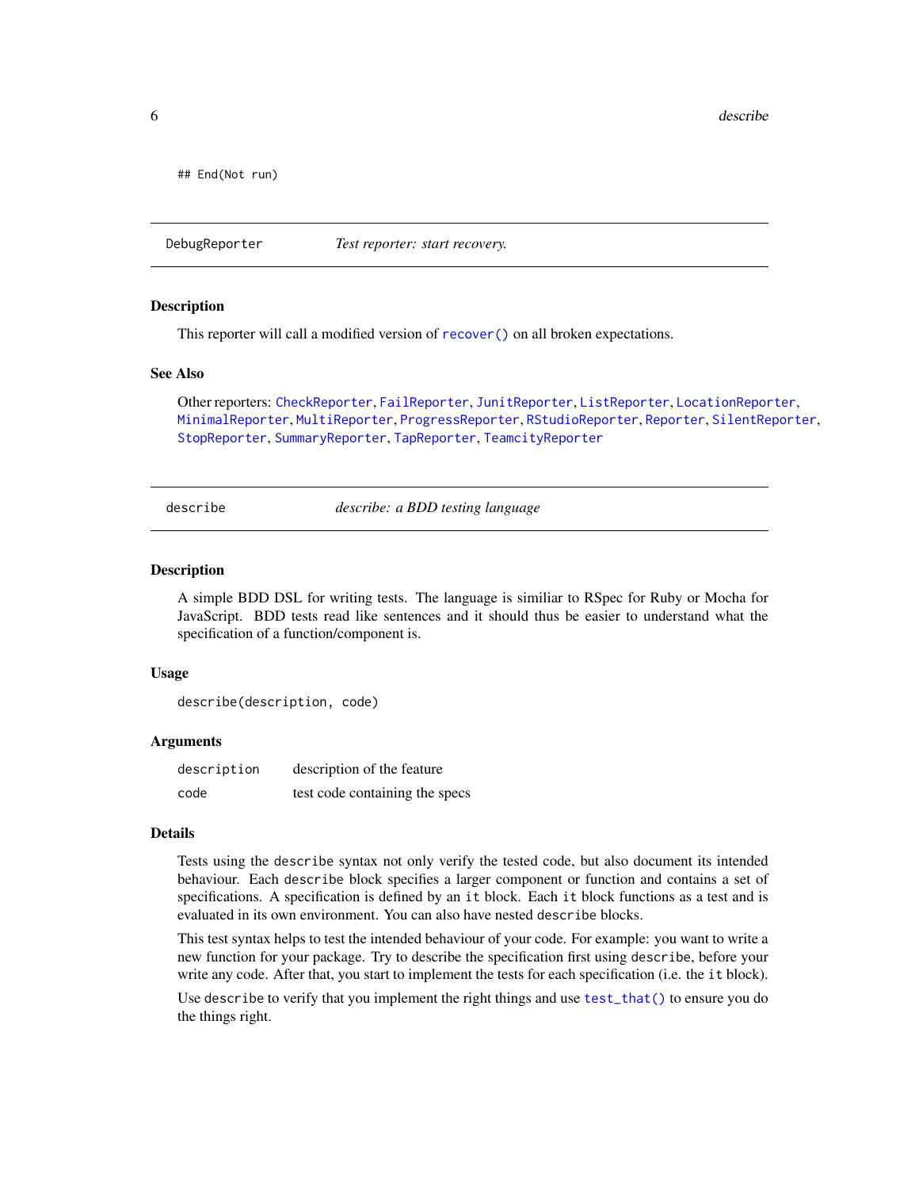```
## End(Not run)
```

## DebugReporter *Test reporter: start recovery.*

### Description

This reporter will call a modified version of `recover()` on all broken expectations.

### See Also

Other reporters: `CheckReporter`, `FailReporter`, `JunitReporter`, `ListReporter`, `LocationReporter`, `MinimalReporter`, `MultiReporter`, `ProgressReporter`, `RStudioReporter`, `Reporter`, `SilentReporter`, `StopReporter`, `SummaryReporter`, `TapReporter`, `TeamcityReporter`

## describe *describe: a BDD testing language*

### Description

A simple BDD DSL for writing tests. The language is similiar to RSpec for Ruby or Mocha for JavaScript. BDD tests read like sentences and it should thus be easier to understand what the specification of a function/component is.

### Usage

```
describe(description, code)
```

### Arguments

| | |
|---|---|
| `description` | description of the feature |
| `code` | test code containing the specs |

### Details

Tests using the `describe` syntax not only verify the tested code, but also document its intended behaviour. Each `describe` block specifies a larger component or function and contains a set of specifications. A specification is defined by an `it` block. Each `it` block functions as a test and is evaluated in its own environment. You can also have nested `describe` blocks.

This test syntax helps to test the intended behaviour of your code. For example: you want to write a new function for your package. Try to describe the specification first using `describe`, before your write any code. After that, you start to implement the tests for each specification (i.e. the `it` block).

Use `describe` to verify that you implement the right things and use `test_that()` to ensure you do the things right.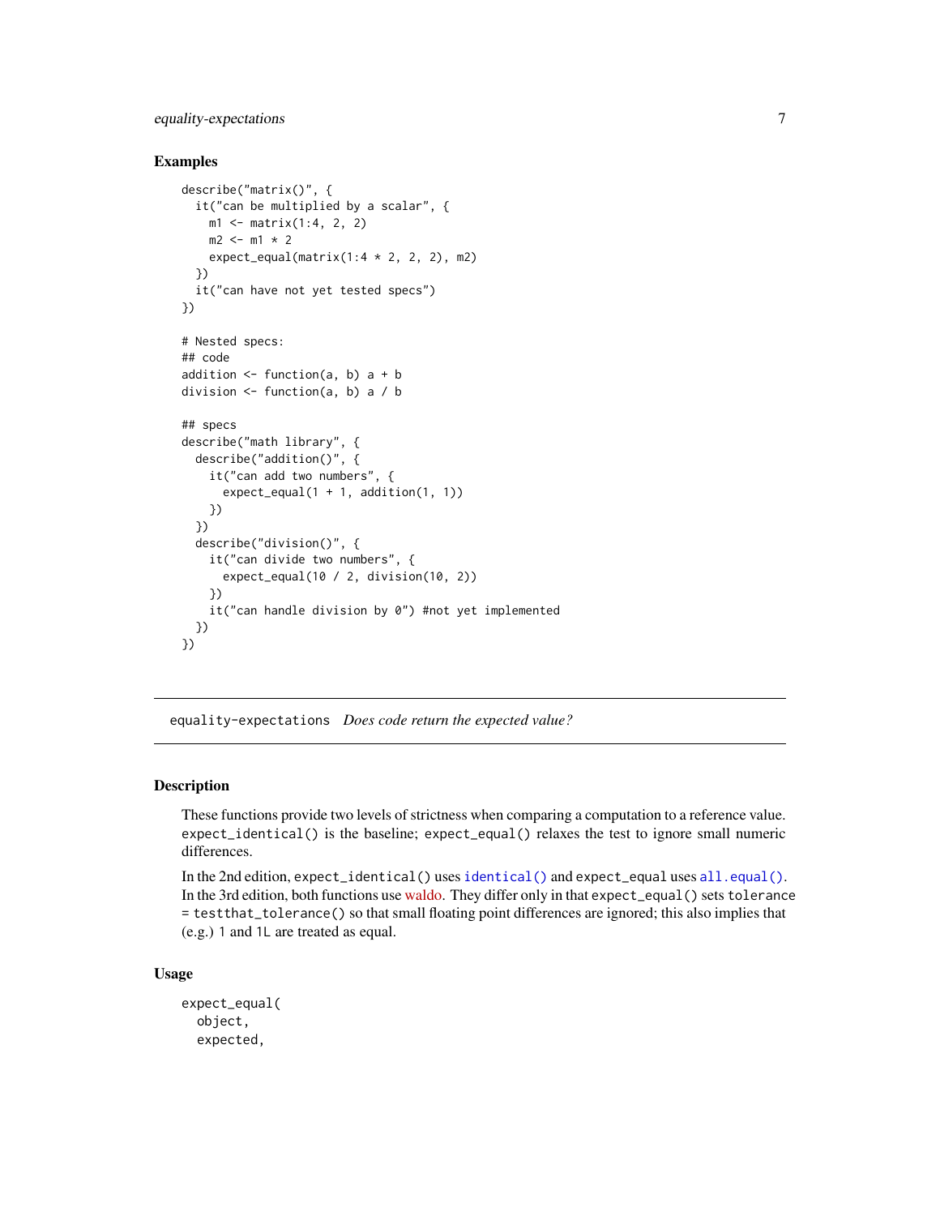## Examples

```
describe("matrix()", {
  it("can be multiplied by a scalar", {
    m1 <- matrix(1:4, 2, 2)
    m2 <- m1 * 2
    expect_equal(matrix(1:4 * 2, 2, 2), m2)
  })
  it("can have not yet tested specs")
})

# Nested specs:
## code
addition <- function(a, b) a + b
division <- function(a, b) a / b

## specs
describe("math library", {
  describe("addition()", {
    it("can add two numbers", {
      expect_equal(1 + 1, addition(1, 1))
    })
  })
  describe("division()", {
    it("can divide two numbers", {
      expect_equal(10 / 2, division(10, 2))
    })
    it("can handle division by 0") #not yet implemented
  })
})
```

---

`equality-expectations` *Does code return the expected value?*

---

## Description

These functions provide two levels of strictness when comparing a computation to a reference value. `expect_identical()` is the baseline; `expect_equal()` relaxes the test to ignore small numeric differences.

In the 2nd edition, `expect_identical()` uses `identical()` and `expect_equal` uses `all.equal()`. In the 3rd edition, both functions use waldo. They differ only in that `expect_equal()` sets `tolerance = testthat_tolerance()` so that small floating point differences are ignored; this also implies that (e.g.) `1` and `1L` are treated as equal.

## Usage

```
expect_equal(
  object,
  expected,
```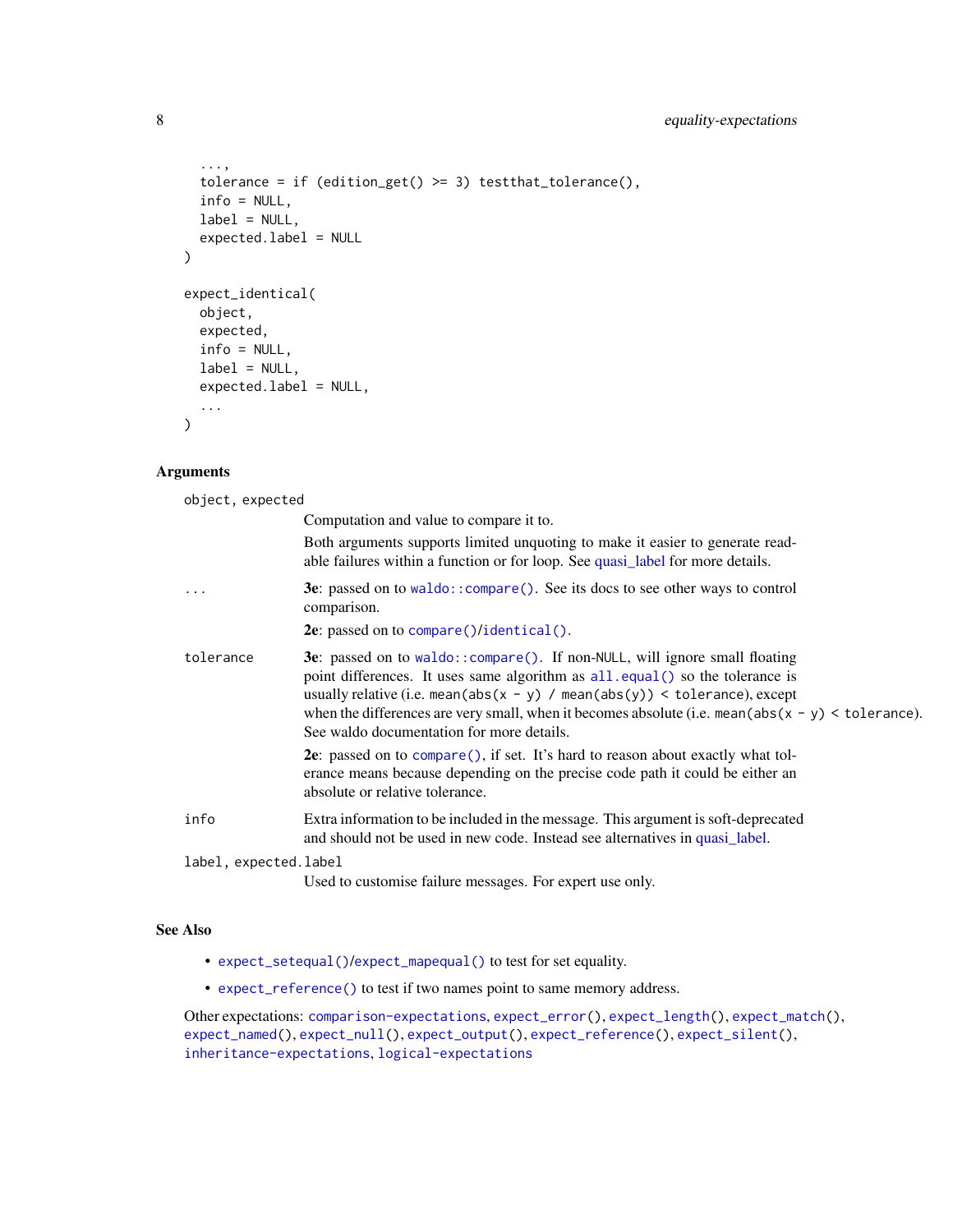```
  ...,
  tolerance = if (edition_get() >= 3) testthat_tolerance(),
  info = NULL,
  label = NULL,
  expected.label = NULL
)

expect_identical(
  object,
  expected,
  info = NULL,
  label = NULL,
  expected.label = NULL,
  ...
)
```

## Arguments

`object, expected`
: Computation and value to compare it to.

  Both arguments supports limited unquoting to make it easier to generate readable failures within a function or for loop. See quasi_label for more details.

`...`
: **3e**: passed on to `waldo::compare()`. See its docs to see other ways to control comparison.

  **2e**: passed on to `compare()`/`identical()`.

`tolerance`
: **3e**: passed on to `waldo::compare()`. If non-NULL, will ignore small floating point differences. It uses same algorithm as `all.equal()` so the tolerance is usually relative (i.e. `mean(abs(x - y) / mean(abs(y)) < tolerance`), except when the differences are very small, when it becomes absolute (i.e. `mean(abs(x - y) < tolerance`). See waldo documentation for more details.

  **2e**: passed on to `compare()`, if set. It's hard to reason about exactly what tolerance means because depending on the precise code path it could be either an absolute or relative tolerance.

`info`
: Extra information to be included in the message. This argument is soft-deprecated and should not be used in new code. Instead see alternatives in quasi_label.

`label, expected.label`
: Used to customise failure messages. For expert use only.

## See Also

- `expect_setequal()`/`expect_mapequal()` to test for set equality.
- `expect_reference()` to test if two names point to same memory address.

Other expectations: `comparison-expectations`, `expect_error()`, `expect_length()`, `expect_match()`, `expect_named()`, `expect_null()`, `expect_output()`, `expect_reference()`, `expect_silent()`, `inheritance-expectations`, `logical-expectations`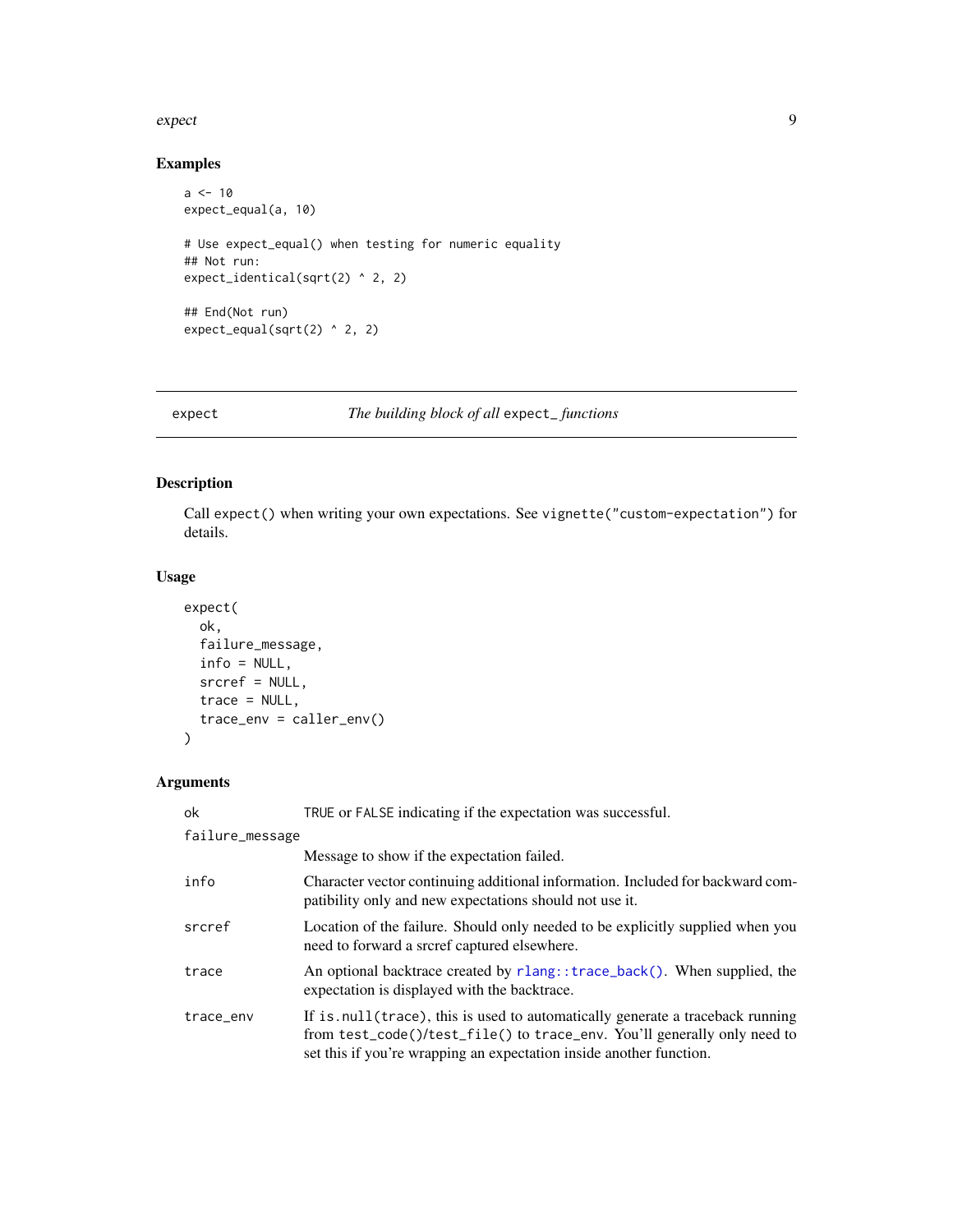## Examples

```
a <- 10
expect_equal(a, 10)

# Use expect_equal() when testing for numeric equality
## Not run:
expect_identical(sqrt(2) ^ 2, 2)

## End(Not run)
expect_equal(sqrt(2) ^ 2, 2)
```

---

# expect — *The building block of all* `expect_` *functions*

---

## Description

Call `expect()` when writing your own expectations. See `vignette("custom-expectation")` for details.

## Usage

```
expect(
  ok,
  failure_message,
  info = NULL,
  srcref = NULL,
  trace = NULL,
  trace_env = caller_env()
)
```

## Arguments

| Argument | Description |
|---|---|
| `ok` | `TRUE` or `FALSE` indicating if the expectation was successful. |
| `failure_message` | Message to show if the expectation failed. |
| `info` | Character vector continuing additional information. Included for backward compatibility only and new expectations should not use it. |
| `srcref` | Location of the failure. Should only needed to be explicitly supplied when you need to forward a srcref captured elsewhere. |
| `trace` | An optional backtrace created by `rlang::trace_back()`. When supplied, the expectation is displayed with the backtrace. |
| `trace_env` | If `is.null(trace)`, this is used to automatically generate a traceback running from `test_code()`/`test_file()` to `trace_env`. You'll generally only need to set this if you're wrapping an expectation inside another function. |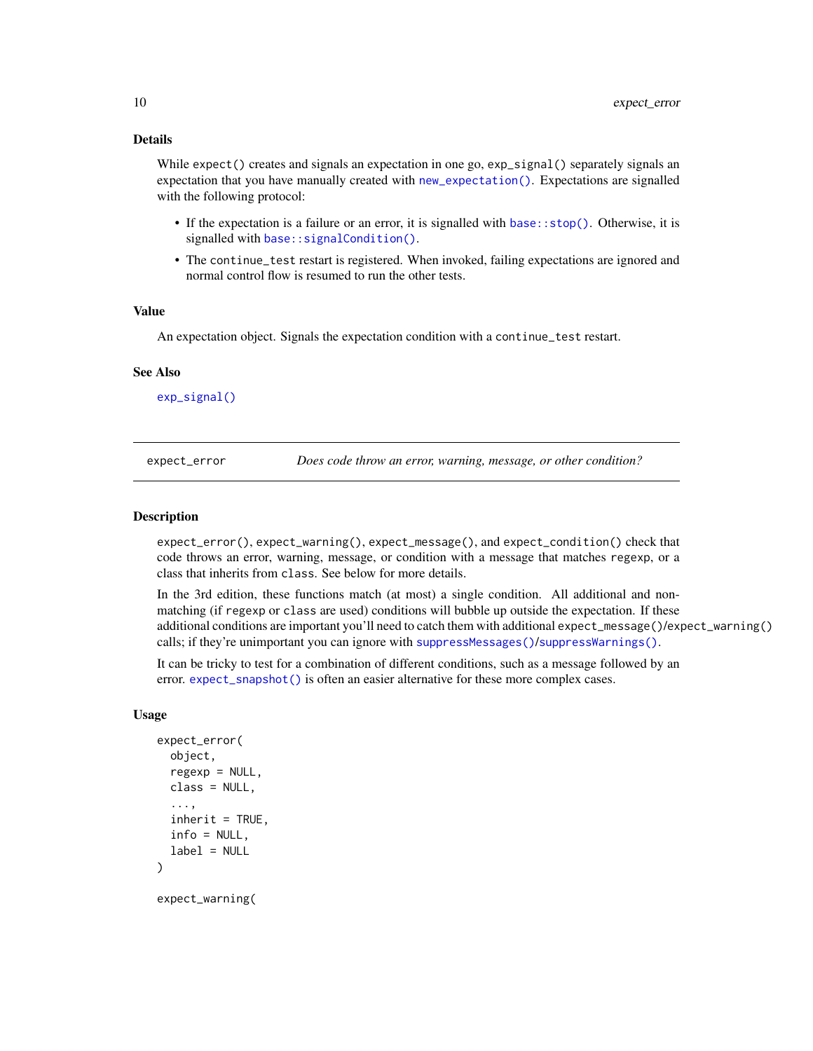### Details

While `expect()` creates and signals an expectation in one go, `exp_signal()` separately signals an expectation that you have manually created with `new_expectation()`. Expectations are signalled with the following protocol:

- If the expectation is a failure or an error, it is signalled with `base::stop()`. Otherwise, it is signalled with `base::signalCondition()`.
- The `continue_test` restart is registered. When invoked, failing expectations are ignored and normal control flow is resumed to run the other tests.

### Value

An expectation object. Signals the expectation condition with a `continue_test` restart.

### See Also

`exp_signal()`

---

## expect_error — *Does code throw an error, warning, message, or other condition?*

---

### Description

`expect_error()`, `expect_warning()`, `expect_message()`, and `expect_condition()` check that code throws an error, warning, message, or condition with a message that matches `regexp`, or a class that inherits from `class`. See below for more details.

In the 3rd edition, these functions match (at most) a single condition. All additional and non-matching (if `regexp` or `class` are used) conditions will bubble up outside the expectation. If these additional conditions are important you'll need to catch them with additional `expect_message()`/`expect_warning()` calls; if they're unimportant you can ignore with `suppressMessages()`/`suppressWarnings()`.

It can be tricky to test for a combination of different conditions, such as a message followed by an error. `expect_snapshot()` is often an easier alternative for these more complex cases.

### Usage

```
expect_error(
  object,
  regexp = NULL,
  class = NULL,
  ...,
  inherit = TRUE,
  info = NULL,
  label = NULL
)

expect_warning(
```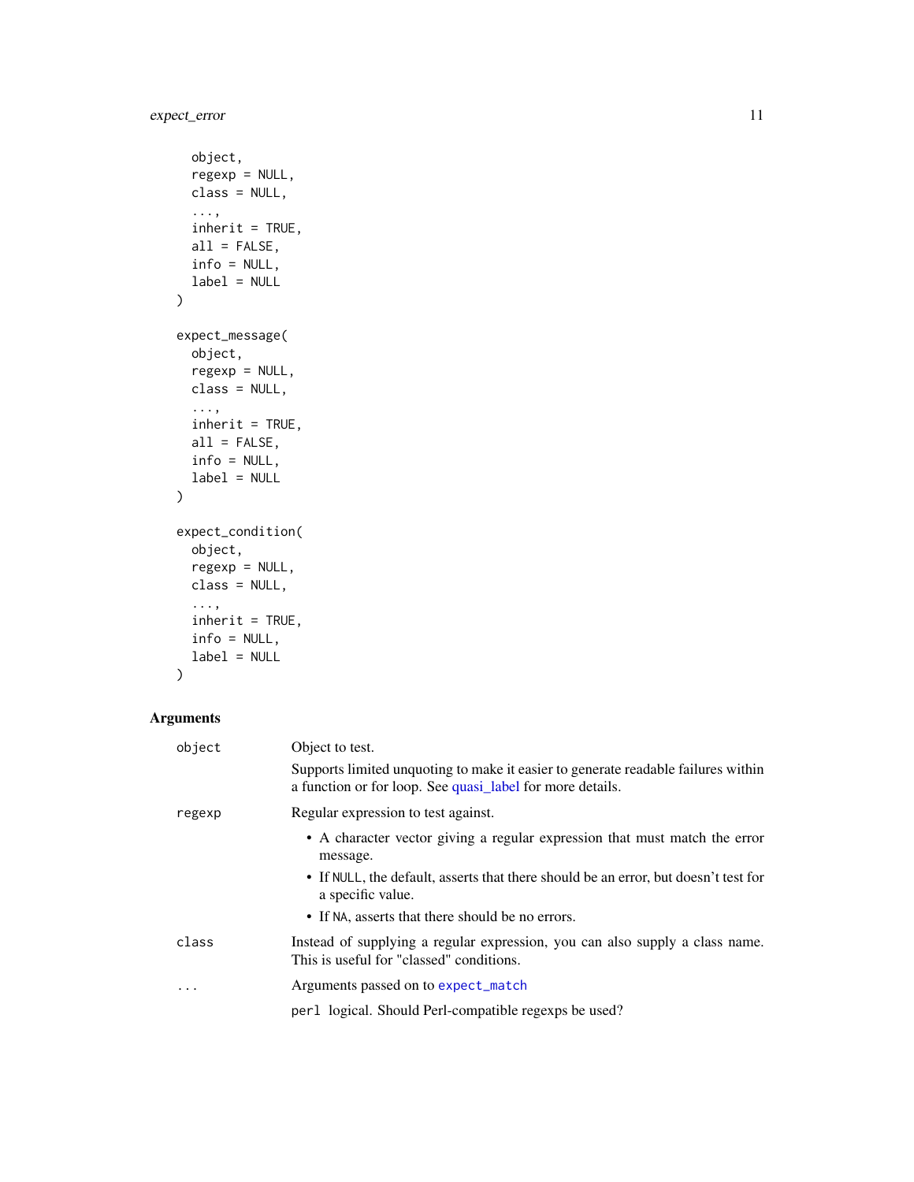```
  object,
  regexp = NULL,
  class = NULL,
  ...,
  inherit = TRUE,
  all = FALSE,
  info = NULL,
  label = NULL
)

expect_message(
  object,
  regexp = NULL,
  class = NULL,
  ...,
  inherit = TRUE,
  all = FALSE,
  info = NULL,
  label = NULL
)

expect_condition(
  object,
  regexp = NULL,
  class = NULL,
  ...,
  inherit = TRUE,
  info = NULL,
  label = NULL
)
```

## Arguments

| | |
|---|---|
| `object` | Object to test.<br>Supports limited unquoting to make it easier to generate readable failures within a function or for loop. See quasi_label for more details. |
| `regexp` | Regular expression to test against.<br>• A character vector giving a regular expression that must match the error message.<br>• If `NULL`, the default, asserts that there should be an error, but doesn't test for a specific value.<br>• If `NA`, asserts that there should be no errors. |
| `class` | Instead of supplying a regular expression, you can also supply a class name. This is useful for "classed" conditions. |
| `...` | Arguments passed on to `expect_match`<br>`perl` logical. Should Perl-compatible regexps be used? |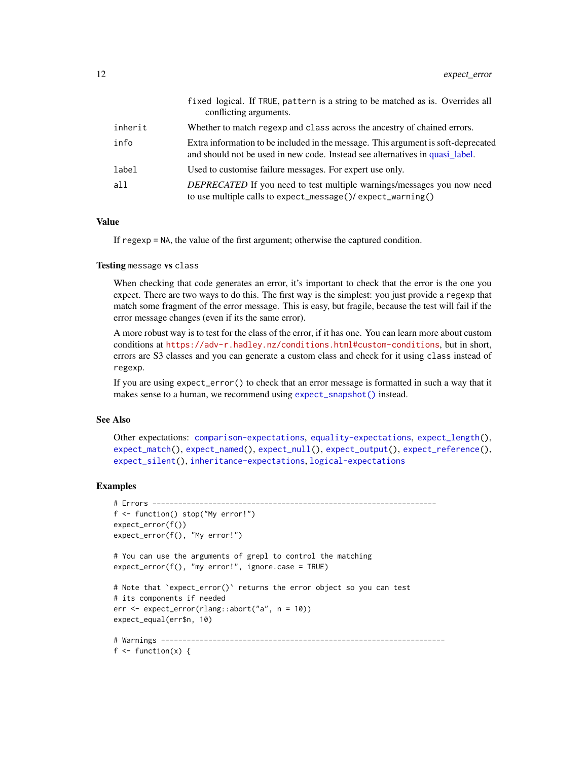| | |
|---|---|
| | `fixed` logical. If `TRUE`, `pattern` is a string to be matched as is. Overrides all conflicting arguments. |
| `inherit` | Whether to match `regexp` and `class` across the ancestry of chained errors. |
| `info` | Extra information to be included in the message. This argument is soft-deprecated and should not be used in new code. Instead see alternatives in quasi_label. |
| `label` | Used to customise failure messages. For expert use only. |
| `all` | *DEPRECATED* If you need to test multiple warnings/messages you now need to use multiple calls to `expect_message()`/ `expect_warning()` |

## Value

If `regexp = NA`, the value of the first argument; otherwise the captured condition.

## Testing `message` vs `class`

When checking that code generates an error, it's important to check that the error is the one you expect. There are two ways to do this. The first way is the simplest: you just provide a `regexp` that match some fragment of the error message. This is easy, but fragile, because the test will fail if the error message changes (even if its the same error).

A more robust way is to test for the class of the error, if it has one. You can learn more about custom conditions at https://adv-r.hadley.nz/conditions.html#custom-conditions, but in short, errors are S3 classes and you can generate a custom class and check for it using `class` instead of `regexp`.

If you are using `expect_error()` to check that an error message is formatted in such a way that it makes sense to a human, we recommend using `expect_snapshot()` instead.

## See Also

Other expectations: comparison-expectations, equality-expectations, `expect_length()`, `expect_match()`, `expect_named()`, `expect_null()`, `expect_output()`, `expect_reference()`, `expect_silent()`, inheritance-expectations, logical-expectations

## Examples

```
# Errors ------------------------------------------------------------------
f <- function() stop("My error!")
expect_error(f())
expect_error(f(), "My error!")

# You can use the arguments of grepl to control the matching
expect_error(f(), "my error!", ignore.case = TRUE)

# Note that `expect_error()` returns the error object so you can test
# its components if needed
err <- expect_error(rlang::abort("a", n = 10))
expect_equal(err$n, 10)

# Warnings ------------------------------------------------------------------
f <- function(x) {
```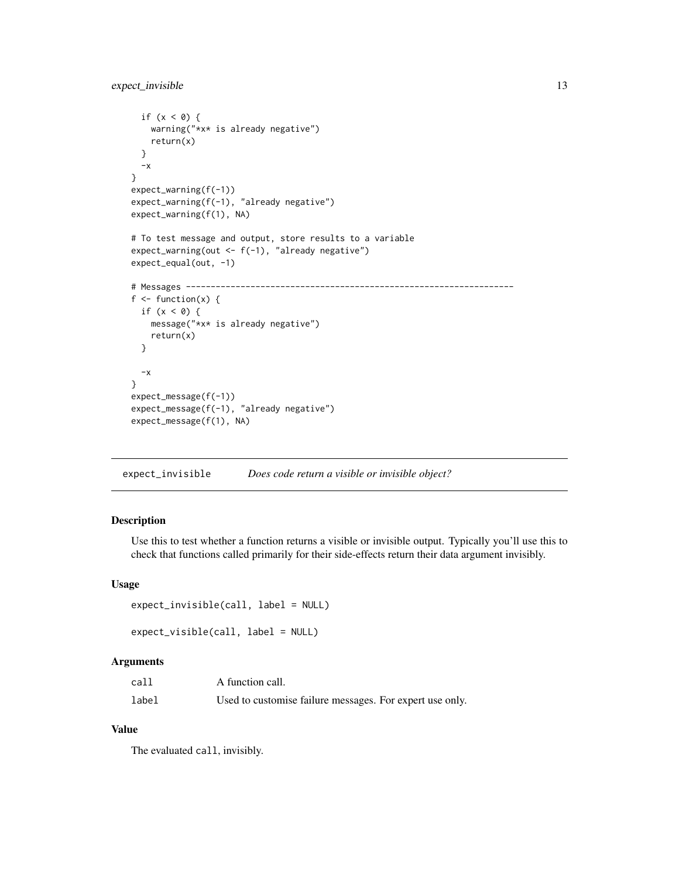```
  if (x < 0) {
    warning("*x* is already negative")
    return(x)
  }
  -x
}
expect_warning(f(-1))
expect_warning(f(-1), "already negative")
expect_warning(f(1), NA)

# To test message and output, store results to a variable
expect_warning(out <- f(-1), "already negative")
expect_equal(out, -1)

# Messages ------------------------------------------------------------------
f <- function(x) {
  if (x < 0) {
    message("*x* is already negative")
    return(x)
  }

  -x
}
expect_message(f(-1))
expect_message(f(-1), "already negative")
expect_message(f(1), NA)
```

---

## expect_invisible — *Does code return a visible or invisible object?*

### Description

Use this to test whether a function returns a visible or invisible output. Typically you'll use this to check that functions called primarily for their side-effects return their data argument invisibly.

### Usage

```
expect_invisible(call, label = NULL)

expect_visible(call, label = NULL)
```

### Arguments

| | |
|---|---|
| `call` | A function call. |
| `label` | Used to customise failure messages. For expert use only. |

### Value

The evaluated `call`, invisibly.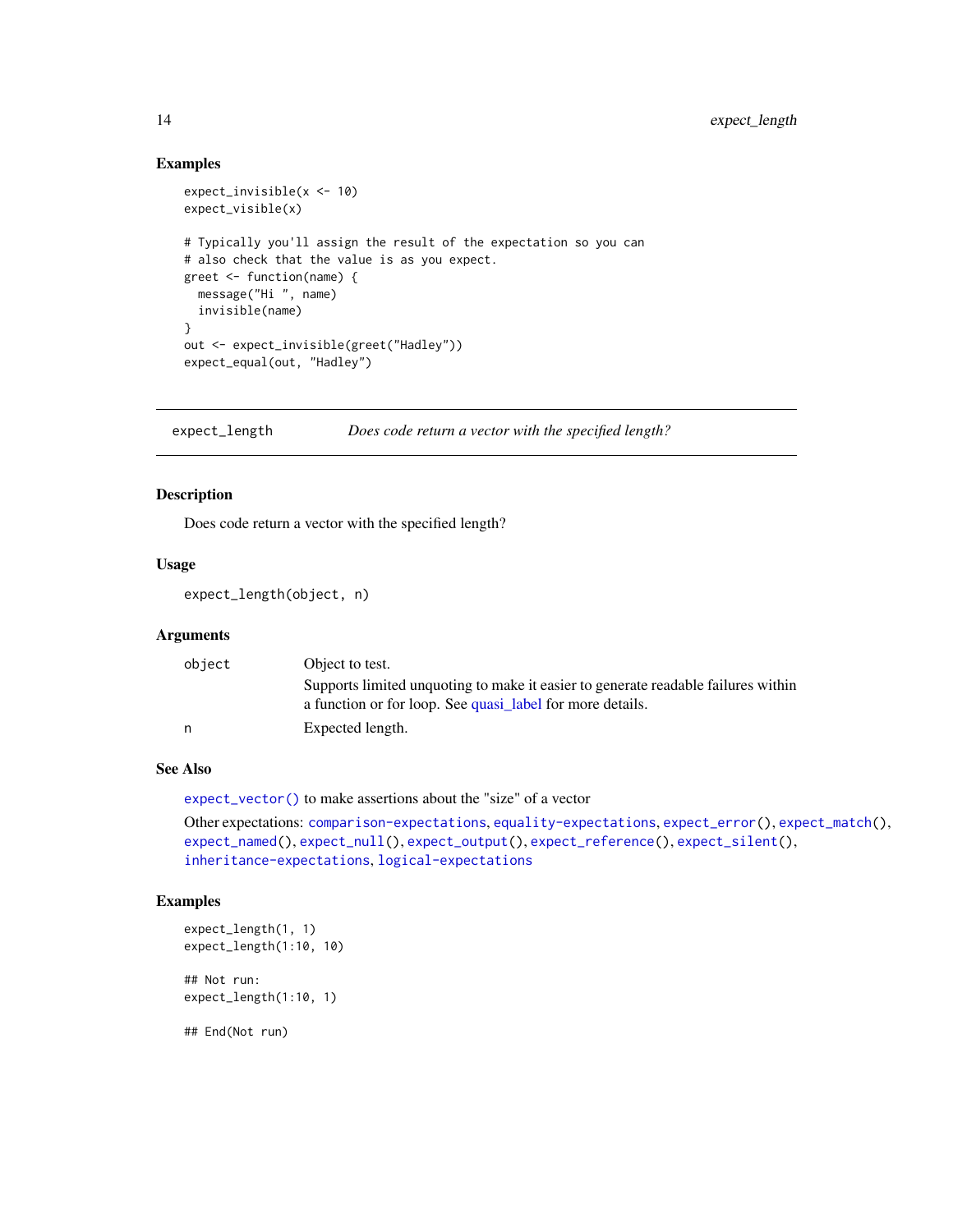### Examples

```
expect_invisible(x <- 10)
expect_visible(x)

# Typically you'll assign the result of the expectation so you can
# also check that the value is as you expect.
greet <- function(name) {
  message("Hi ", name)
  invisible(name)
}
out <- expect_invisible(greet("Hadley"))
expect_equal(out, "Hadley")
```

---

## expect_length — *Does code return a vector with the specified length?*

---

### Description

Does code return a vector with the specified length?

### Usage

```
expect_length(object, n)
```

### Arguments

| | |
|---|---|
| `object` | Object to test. Supports limited unquoting to make it easier to generate readable failures within a function or for loop. See quasi_label for more details. |
| `n` | Expected length. |

### See Also

`expect_vector()` to make assertions about the "size" of a vector

Other expectations: `comparison-expectations`, `equality-expectations`, `expect_error()`, `expect_match()`, `expect_named()`, `expect_null()`, `expect_output()`, `expect_reference()`, `expect_silent()`, `inheritance-expectations`, `logical-expectations`

### Examples

```
expect_length(1, 1)
expect_length(1:10, 10)

## Not run:
expect_length(1:10, 1)

## End(Not run)
```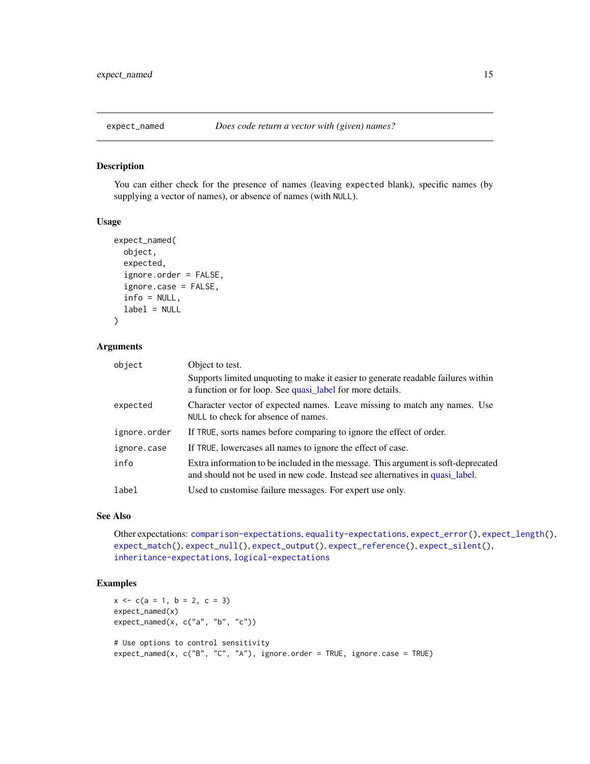## expect_named — *Does code return a vector with (given) names?*

### Description

You can either check for the presence of names (leaving `expected` blank), specific names (by supplying a vector of names), or absence of names (with `NULL`).

### Usage

```
expect_named(
  object,
  expected,
  ignore.order = FALSE,
  ignore.case = FALSE,
  info = NULL,
  label = NULL
)
```

### Arguments

| | |
|---|---|
| `object` | Object to test. Supports limited unquoting to make it easier to generate readable failures within a function or for loop. See quasi_label for more details. |
| `expected` | Character vector of expected names. Leave missing to match any names. Use `NULL` to check for absence of names. |
| `ignore.order` | If `TRUE`, sorts names before comparing to ignore the effect of order. |
| `ignore.case` | If `TRUE`, lowercases all names to ignore the effect of case. |
| `info` | Extra information to be included in the message. This argument is soft-deprecated and should not be used in new code. Instead see alternatives in quasi_label. |
| `label` | Used to customise failure messages. For expert use only. |

### See Also

Other expectations: `comparison-expectations`, `equality-expectations`, `expect_error()`, `expect_length()`, `expect_match()`, `expect_null()`, `expect_output()`, `expect_reference()`, `expect_silent()`, `inheritance-expectations`, `logical-expectations`

### Examples

```
x <- c(a = 1, b = 2, c = 3)
expect_named(x)
expect_named(x, c("a", "b", "c"))

# Use options to control sensitivity
expect_named(x, c("B", "C", "A"), ignore.order = TRUE, ignore.case = TRUE)
```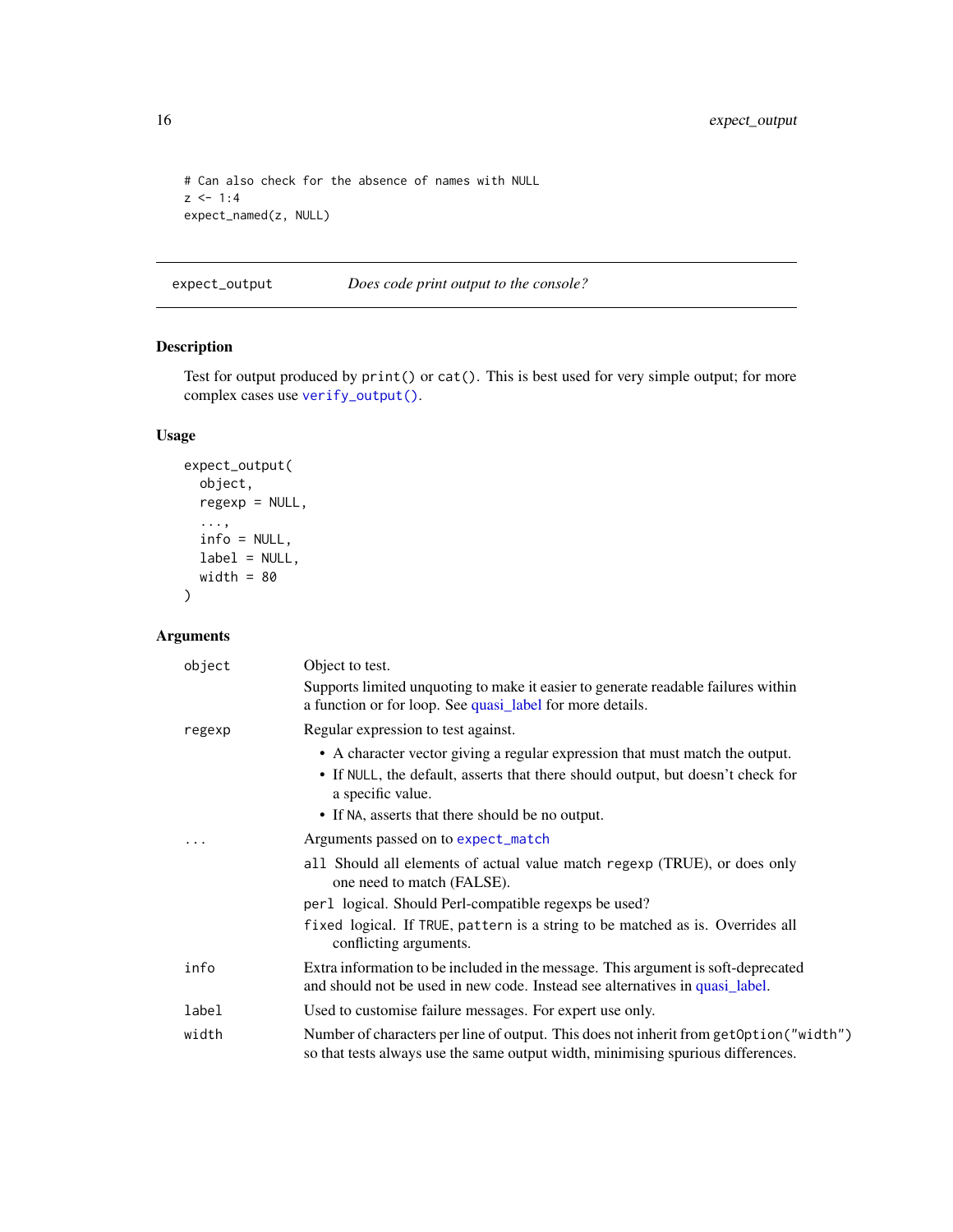```
# Can also check for the absence of names with NULL
z <- 1:4
expect_named(z, NULL)
```

---

## expect_output — *Does code print output to the console?*

### Description

Test for output produced by `print()` or `cat()`. This is best used for very simple output; for more complex cases use `verify_output()`.

### Usage

```
expect_output(
  object,
  regexp = NULL,
  ...,
  info = NULL,
  label = NULL,
  width = 80
)
```

### Arguments

| | |
|---|---|
| `object` | Object to test. Supports limited unquoting to make it easier to generate readable failures within a function or for loop. See quasi_label for more details. |
| `regexp` | Regular expression to test against. <br>• A character vector giving a regular expression that must match the output. <br>• If `NULL`, the default, asserts that there should output, but doesn't check for a specific value. <br>• If `NA`, asserts that there should be no output. |
| `...` | Arguments passed on to `expect_match` <br>`all` Should all elements of actual value match `regexp` (TRUE), or does only one need to match (FALSE). <br>`perl` logical. Should Perl-compatible regexps be used? <br>`fixed` logical. If `TRUE`, `pattern` is a string to be matched as is. Overrides all conflicting arguments. |
| `info` | Extra information to be included in the message. This argument is soft-deprecated and should not be used in new code. Instead see alternatives in quasi_label. |
| `label` | Used to customise failure messages. For expert use only. |
| `width` | Number of characters per line of output. This does not inherit from `getOption("width")` so that tests always use the same output width, minimising spurious differences. |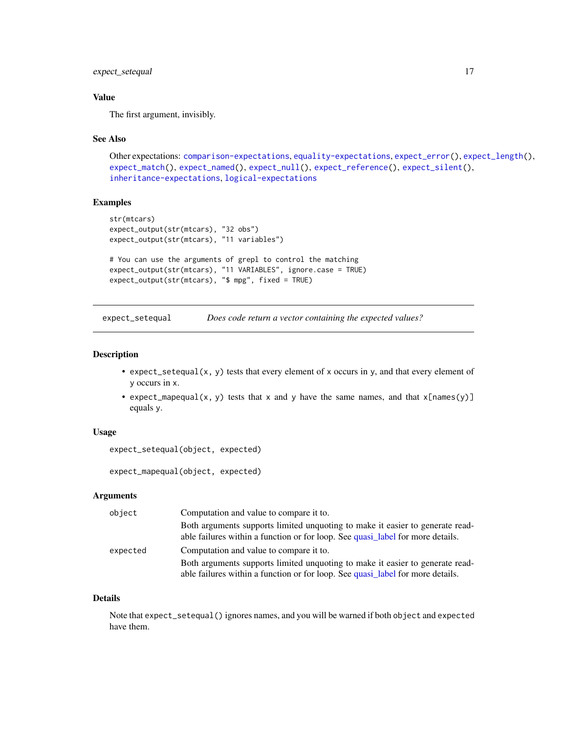### Value

The first argument, invisibly.

### See Also

Other expectations: `comparison-expectations`, `equality-expectations`, `expect_error()`, `expect_length()`, `expect_match()`, `expect_named()`, `expect_null()`, `expect_reference()`, `expect_silent()`, `inheritance-expectations`, `logical-expectations`

### Examples

```
str(mtcars)
expect_output(str(mtcars), "32 obs")
expect_output(str(mtcars), "11 variables")

# You can use the arguments of grepl to control the matching
expect_output(str(mtcars), "11 VARIABLES", ignore.case = TRUE)
expect_output(str(mtcars), "$ mpg", fixed = TRUE)
```

---

## expect_setequal — *Does code return a vector containing the expected values?*

---

### Description

- `expect_setequal(x, y)` tests that every element of `x` occurs in `y`, and that every element of `y` occurs in `x`.
- `expect_mapequal(x, y)` tests that `x` and `y` have the same names, and that `x[names(y)]` equals `y`.

### Usage

```
expect_setequal(object, expected)

expect_mapequal(object, expected)
```

### Arguments

| | |
|---|---|
| `object` | Computation and value to compare it to. Both arguments supports limited unquoting to make it easier to generate readable failures within a function or for loop. See quasi_label for more details. |
| `expected` | Computation and value to compare it to. Both arguments supports limited unquoting to make it easier to generate readable failures within a function or for loop. See quasi_label for more details. |

### Details

Note that `expect_setequal()` ignores names, and you will be warned if both `object` and `expected` have them.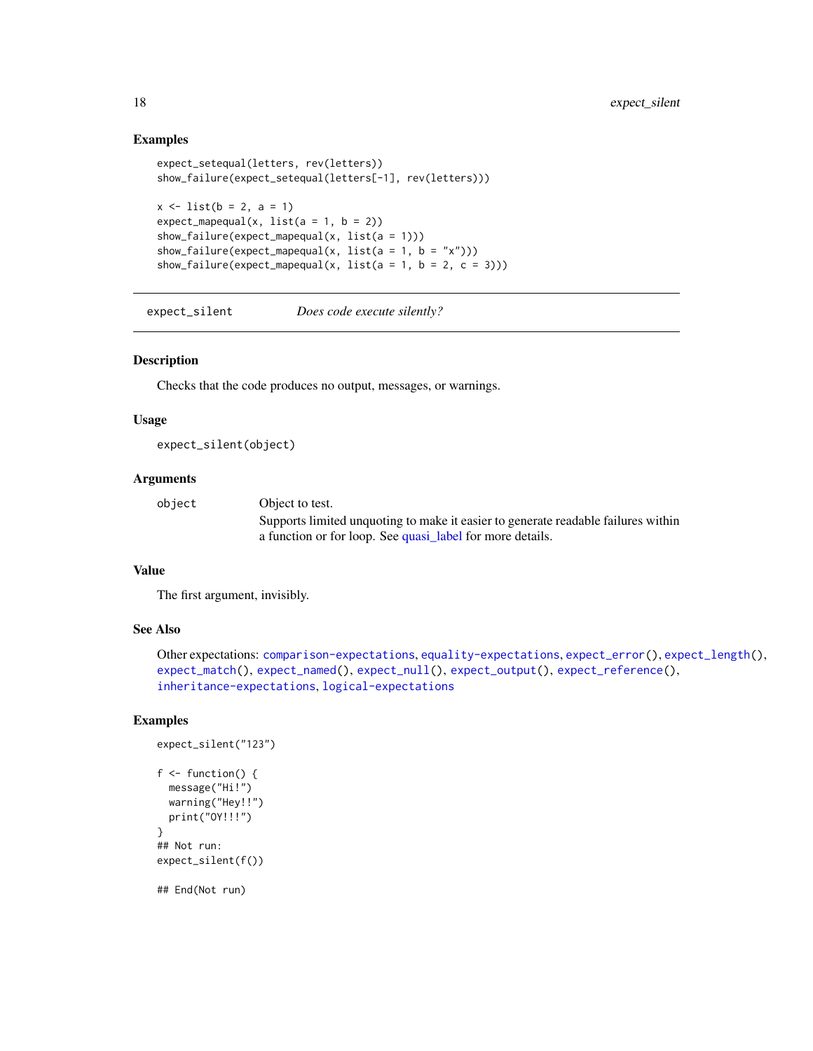## Examples

```
expect_setequal(letters, rev(letters))
show_failure(expect_setequal(letters[-1], rev(letters)))

x <- list(b = 2, a = 1)
expect_mapequal(x, list(a = 1, b = 2))
show_failure(expect_mapequal(x, list(a = 1)))
show_failure(expect_mapequal(x, list(a = 1, b = "x")))
show_failure(expect_mapequal(x, list(a = 1, b = 2, c = 3)))
```

---

# expect_silent — *Does code execute silently?*

---

## Description

Checks that the code produces no output, messages, or warnings.

## Usage

```
expect_silent(object)
```

## Arguments

| | |
|---|---|
| `object` | Object to test. Supports limited unquoting to make it easier to generate readable failures within a function or for loop. See quasi_label for more details. |

## Value

The first argument, invisibly.

## See Also

Other expectations: `comparison-expectations`, `equality-expectations`, `expect_error()`, `expect_length()`, `expect_match()`, `expect_named()`, `expect_null()`, `expect_output()`, `expect_reference()`, `inheritance-expectations`, `logical-expectations`

## Examples

```
expect_silent("123")

f <- function() {
  message("Hi!")
  warning("Hey!!")
  print("OY!!!")
}
## Not run:
expect_silent(f())

## End(Not run)
```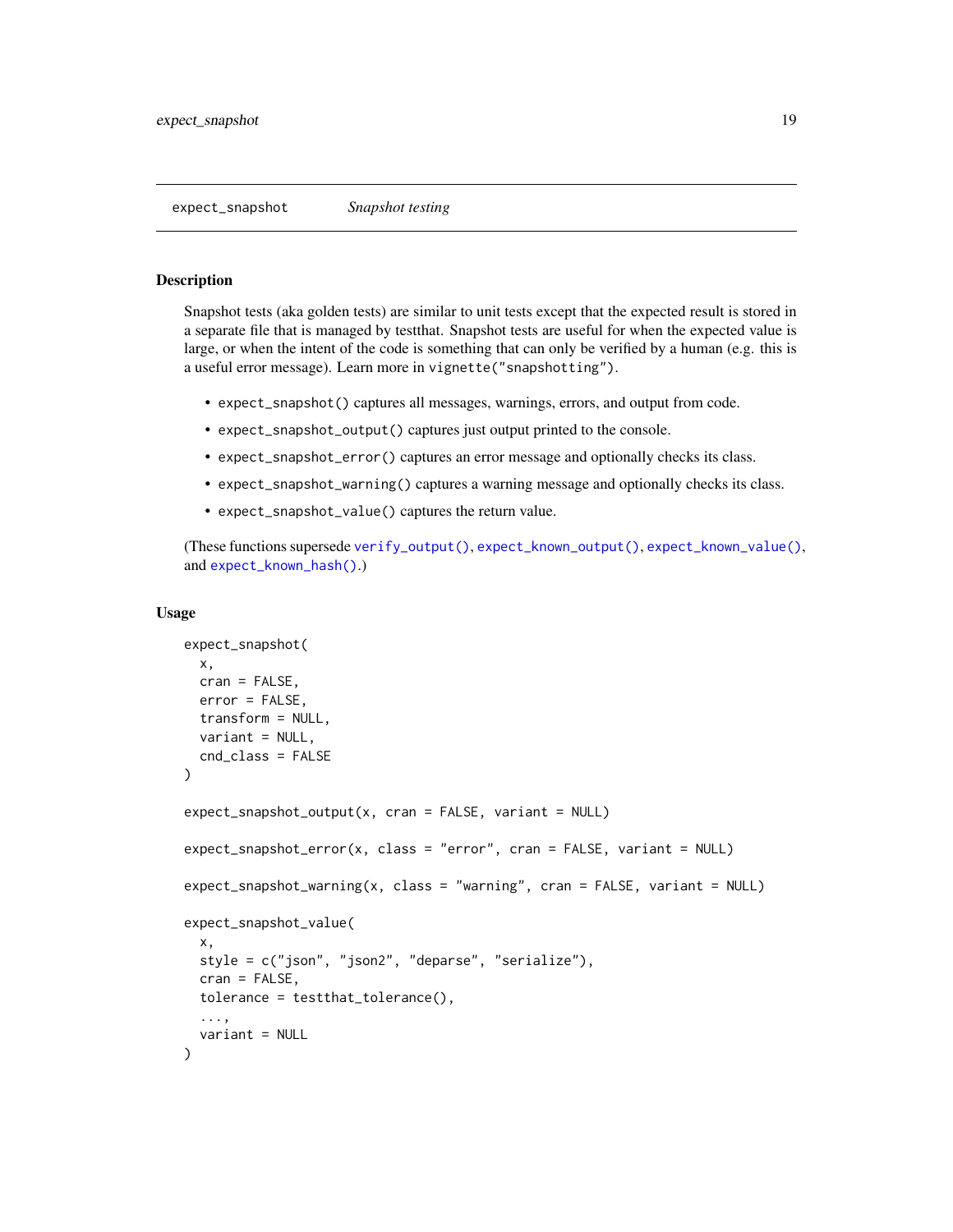## expect_snapshot *Snapshot testing*

### Description

Snapshot tests (aka golden tests) are similar to unit tests except that the expected result is stored in a separate file that is managed by testthat. Snapshot tests are useful for when the expected value is large, or when the intent of the code is something that can only be verified by a human (e.g. this is a useful error message). Learn more in `vignette("snapshotting")`.

- `expect_snapshot()` captures all messages, warnings, errors, and output from code.
- `expect_snapshot_output()` captures just output printed to the console.
- `expect_snapshot_error()` captures an error message and optionally checks its class.
- `expect_snapshot_warning()` captures a warning message and optionally checks its class.
- `expect_snapshot_value()` captures the return value.

(These functions supersede `verify_output()`, `expect_known_output()`, `expect_known_value()`, and `expect_known_hash()`.)

### Usage

```
expect_snapshot(
  x,
  cran = FALSE,
  error = FALSE,
  transform = NULL,
  variant = NULL,
  cnd_class = FALSE
)

expect_snapshot_output(x, cran = FALSE, variant = NULL)

expect_snapshot_error(x, class = "error", cran = FALSE, variant = NULL)

expect_snapshot_warning(x, class = "warning", cran = FALSE, variant = NULL)

expect_snapshot_value(
  x,
  style = c("json", "json2", "deparse", "serialize"),
  cran = FALSE,
  tolerance = testthat_tolerance(),
  ...,
  variant = NULL
)
```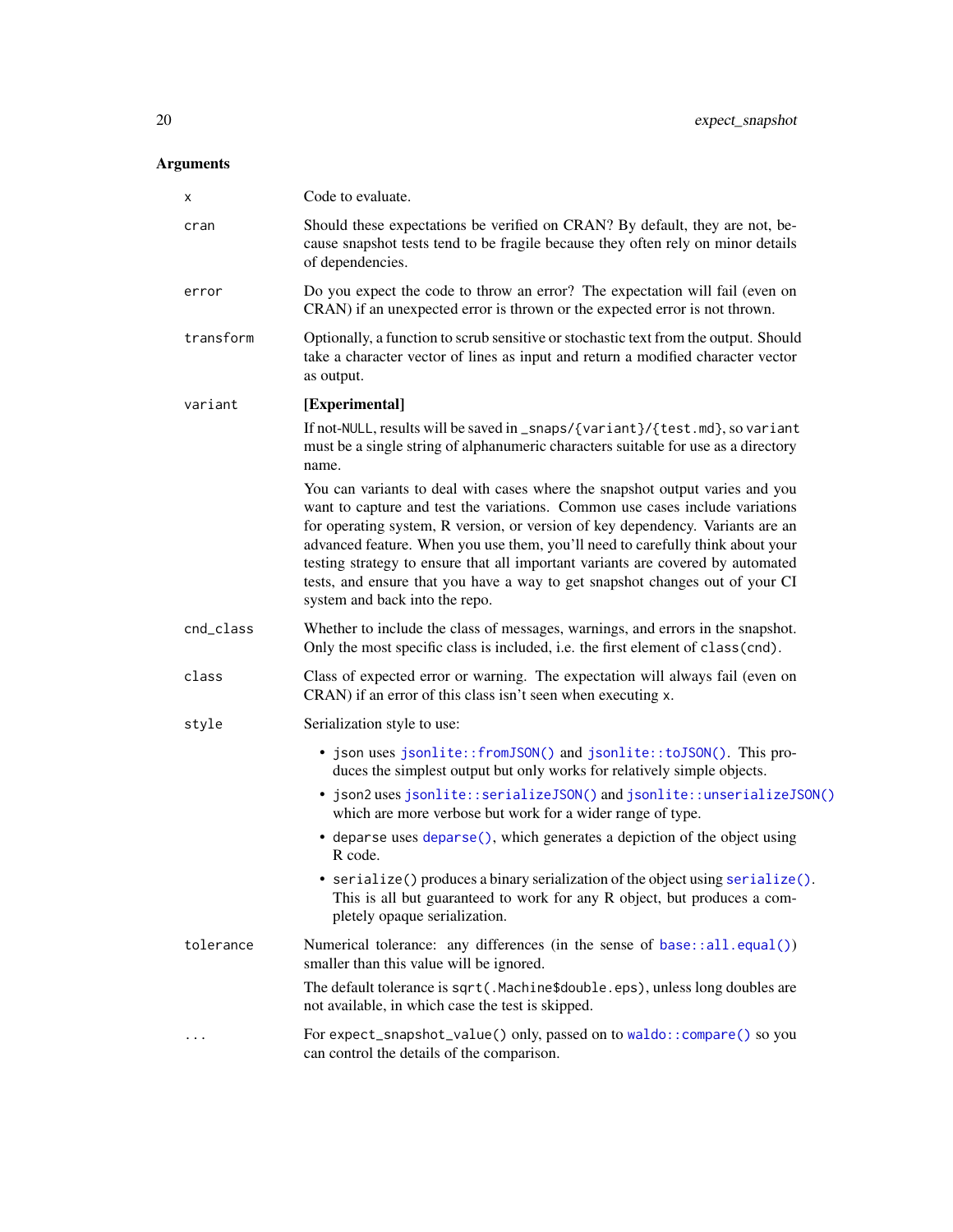## Arguments

| | |
|---|---|
| `x` | Code to evaluate. |
| `cran` | Should these expectations be verified on CRAN? By default, they are not, because snapshot tests tend to be fragile because they often rely on minor details of dependencies. |
| `error` | Do you expect the code to throw an error? The expectation will fail (even on CRAN) if an unexpected error is thrown or the expected error is not thrown. |
| `transform` | Optionally, a function to scrub sensitive or stochastic text from the output. Should take a character vector of lines as input and return a modified character vector as output. |
| `variant` | **[Experimental]**<br><br>If not-`NULL`, results will be saved in `_snaps/{variant}/{test.md}`, so `variant` must be a single string of alphanumeric characters suitable for use as a directory name.<br><br>You can variants to deal with cases where the snapshot output varies and you want to capture and test the variations. Common use cases include variations for operating system, R version, or version of key dependency. Variants are an advanced feature. When you use them, you'll need to carefully think about your testing strategy to ensure that all important variants are covered by automated tests, and ensure that you have a way to get snapshot changes out of your CI system and back into the repo. |
| `cnd_class` | Whether to include the class of messages, warnings, and errors in the snapshot. Only the most specific class is included, i.e. the first element of `class(cnd)`. |
| `class` | Class of expected error or warning. The expectation will always fail (even on CRAN) if an error of this class isn't seen when executing `x`. |
| `style` | Serialization style to use:<br><br>• `json` uses `jsonlite::fromJSON()` and `jsonlite::toJSON()`. This produces the simplest output but only works for relatively simple objects.<br>• `json2` uses `jsonlite::serializeJSON()` and `jsonlite::unserializeJSON()` which are more verbose but work for a wider range of type.<br>• `deparse` uses `deparse()`, which generates a depiction of the object using R code.<br>• `serialize()` produces a binary serialization of the object using `serialize()`. This is all but guaranteed to work for any R object, but produces a completely opaque serialization. |
| `tolerance` | Numerical tolerance: any differences (in the sense of `base::all.equal()`) smaller than this value will be ignored.<br><br>The default tolerance is `sqrt(.Machine$double.eps)`, unless long doubles are not available, in which case the test is skipped. |
| `...` | For `expect_snapshot_value()` only, passed on to `waldo::compare()` so you can control the details of the comparison. |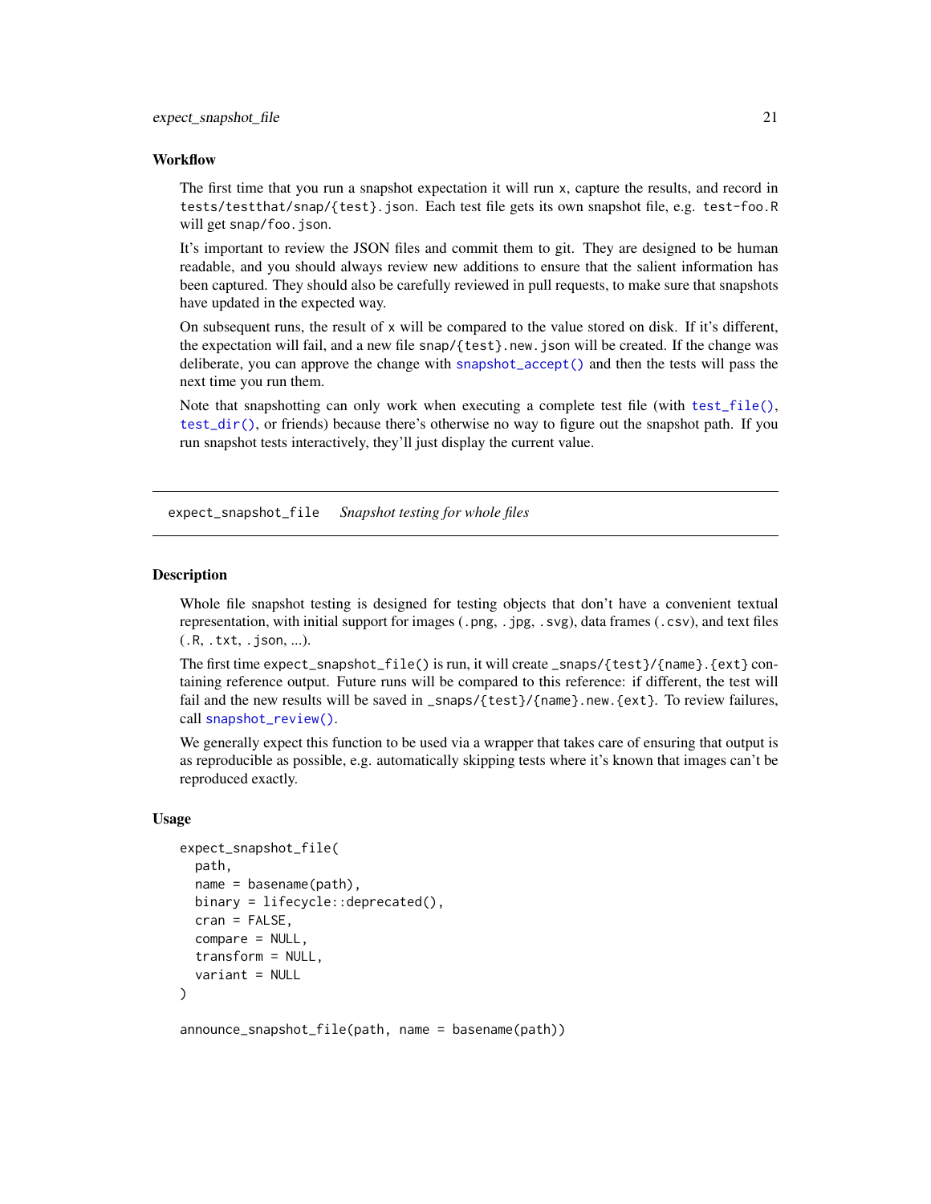### Workflow

The first time that you run a snapshot expectation it will run `x`, capture the results, and record in `tests/testthat/snap/{test}.json`. Each test file gets its own snapshot file, e.g. `test-foo.R` will get `snap/foo.json`.

It's important to review the JSON files and commit them to git. They are designed to be human readable, and you should always review new additions to ensure that the salient information has been captured. They should also be carefully reviewed in pull requests, to make sure that snapshots have updated in the expected way.

On subsequent runs, the result of `x` will be compared to the value stored on disk. If it's different, the expectation will fail, and a new file `snap/{test}.new.json` will be created. If the change was deliberate, you can approve the change with `snapshot_accept()` and then the tests will pass the next time you run them.

Note that snapshotting can only work when executing a complete test file (with `test_file()`, `test_dir()`, or friends) because there's otherwise no way to figure out the snapshot path. If you run snapshot tests interactively, they'll just display the current value.

---

## expect_snapshot_file *Snapshot testing for whole files*

### Description

Whole file snapshot testing is designed for testing objects that don't have a convenient textual representation, with initial support for images (`.png`, `.jpg`, `.svg`), data frames (`.csv`), and text files (`.R`, `.txt`, `.json`, ...).

The first time `expect_snapshot_file()` is run, it will create `_snaps/{test}/{name}.{ext}` containing reference output. Future runs will be compared to this reference: if different, the test will fail and the new results will be saved in `_snaps/{test}/{name}.new.{ext}`. To review failures, call `snapshot_review()`.

We generally expect this function to be used via a wrapper that takes care of ensuring that output is as reproducible as possible, e.g. automatically skipping tests where it's known that images can't be reproduced exactly.

### Usage

```
expect_snapshot_file(
  path,
  name = basename(path),
  binary = lifecycle::deprecated(),
  cran = FALSE,
  compare = NULL,
  transform = NULL,
  variant = NULL
)

announce_snapshot_file(path, name = basename(path))
```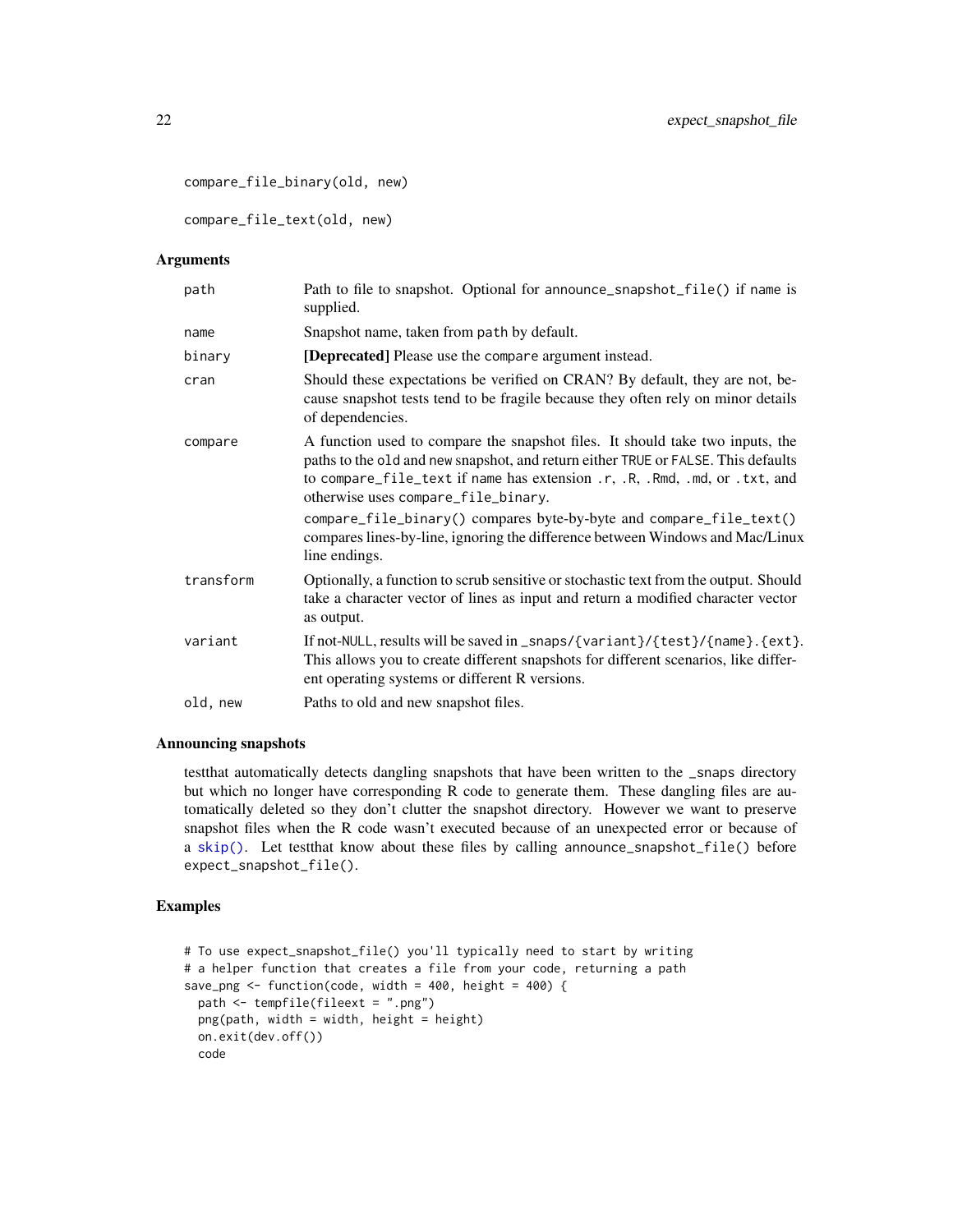```
compare_file_binary(old, new)

compare_file_text(old, new)
```

### Arguments

| | |
|---|---|
| path | Path to file to snapshot. Optional for `announce_snapshot_file()` if `name` is supplied. |
| name | Snapshot name, taken from `path` by default. |
| binary | **[Deprecated]** Please use the `compare` argument instead. |
| cran | Should these expectations be verified on CRAN? By default, they are not, because snapshot tests tend to be fragile because they often rely on minor details of dependencies. |
| compare | A function used to compare the snapshot files. It should take two inputs, the paths to the `old` and `new` snapshot, and return either `TRUE` or `FALSE`. This defaults to `compare_file_text` if `name` has extension `.r`, `.R`, `.Rmd`, `.md`, or `.txt`, and otherwise uses `compare_file_binary`. `compare_file_binary()` compares byte-by-byte and `compare_file_text()` compares lines-by-line, ignoring the difference between Windows and Mac/Linux line endings. |
| transform | Optionally, a function to scrub sensitive or stochastic text from the output. Should take a character vector of lines as input and return a modified character vector as output. |
| variant | If not-`NULL`, results will be saved in `_snaps/{variant}/{test}/{name}.{ext}`. This allows you to create different snapshots for different scenarios, like different operating systems or different R versions. |
| old, new | Paths to old and new snapshot files. |

### Announcing snapshots

testthat automatically detects dangling snapshots that have been written to the `_snaps` directory but which no longer have corresponding R code to generate them. These dangling files are automatically deleted so they don't clutter the snapshot directory. However we want to preserve snapshot files when the R code wasn't executed because of an unexpected error or because of a `skip()`. Let testthat know about these files by calling `announce_snapshot_file()` before `expect_snapshot_file()`.

### Examples

```
# To use expect_snapshot_file() you'll typically need to start by writing
# a helper function that creates a file from your code, returning a path
save_png <- function(code, width = 400, height = 400) {
  path <- tempfile(fileext = ".png")
  png(path, width = width, height = height)
  on.exit(dev.off())
  code
```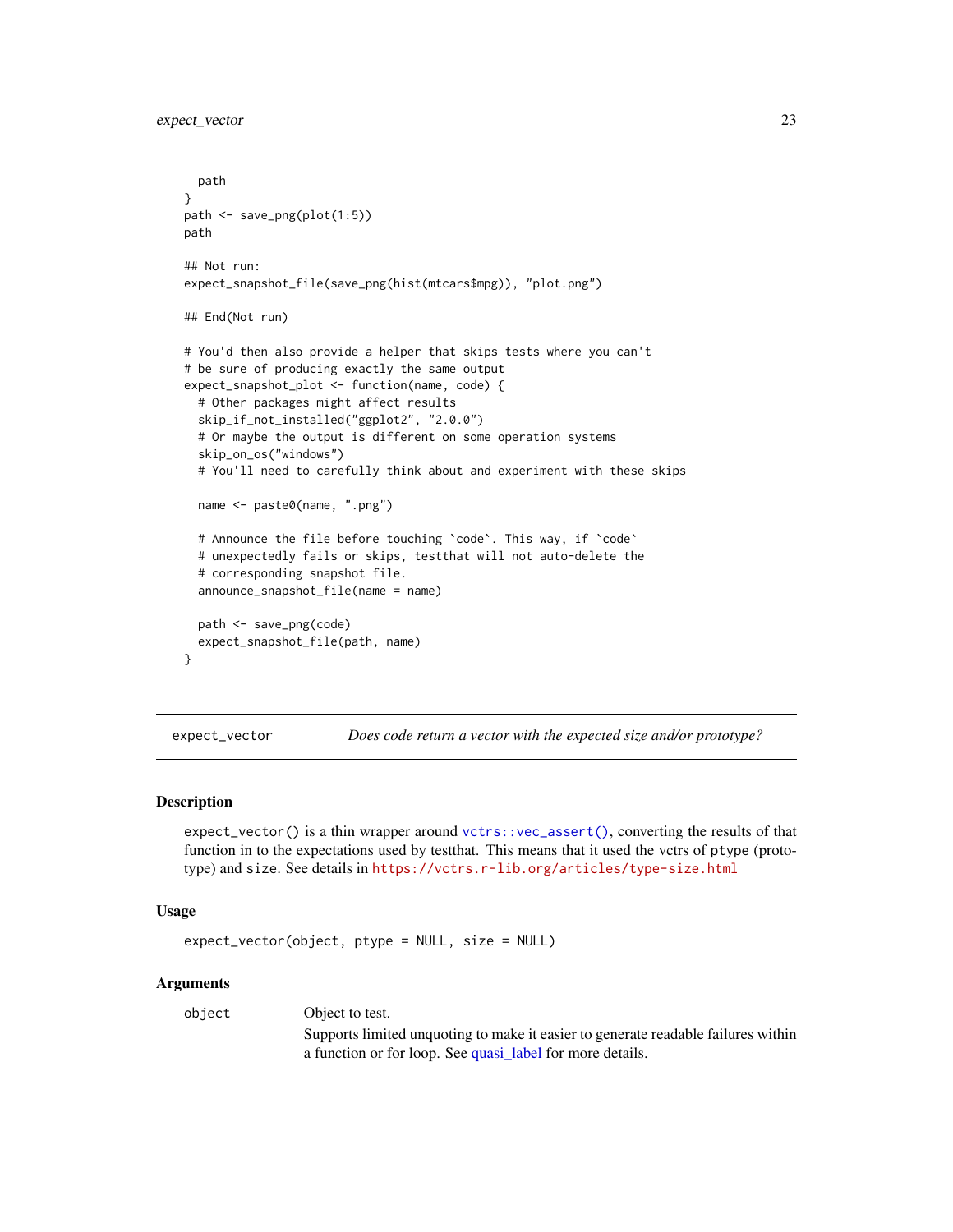```
  path
}
path <- save_png(plot(1:5))
path

## Not run:
expect_snapshot_file(save_png(hist(mtcars$mpg)), "plot.png")

## End(Not run)

# You'd then also provide a helper that skips tests where you can't
# be sure of producing exactly the same output
expect_snapshot_plot <- function(name, code) {
  # Other packages might affect results
  skip_if_not_installed("ggplot2", "2.0.0")
  # Or maybe the output is different on some operation systems
  skip_on_os("windows")
  # You'll need to carefully think about and experiment with these skips

  name <- paste0(name, ".png")

  # Announce the file before touching `code`. This way, if `code`
  # unexpectedly fails or skips, testthat will not auto-delete the
  # corresponding snapshot file.
  announce_snapshot_file(name = name)

  path <- save_png(code)
  expect_snapshot_file(path, name)
}
```

## expect_vector — *Does code return a vector with the expected size and/or prototype?*

### Description

`expect_vector()` is a thin wrapper around `vctrs::vec_assert()`, converting the results of that function in to the expectations used by testthat. This means that it used the vctrs of `ptype` (prototype) and `size`. See details in https://vctrs.r-lib.org/articles/type-size.html

### Usage

```
expect_vector(object, ptype = NULL, size = NULL)
```

### Arguments

| | |
|---|---|
| `object` | Object to test.<br>Supports limited unquoting to make it easier to generate readable failures within a function or for loop. See quasi_label for more details. |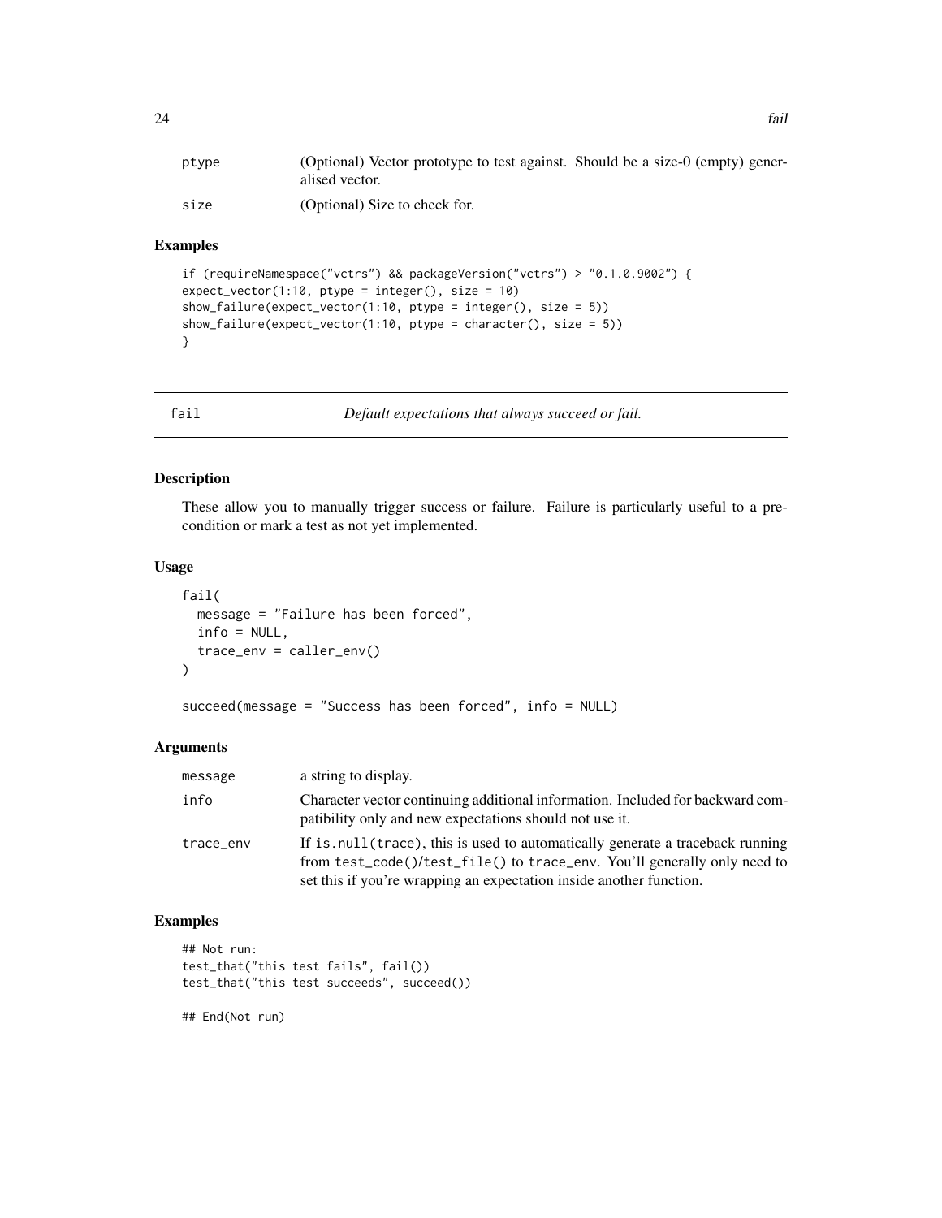| | |
|---|---|
| ptype | (Optional) Vector prototype to test against. Should be a size-0 (empty) generalised vector. |
| size | (Optional) Size to check for. |

### Examples

```
if (requireNamespace("vctrs") && packageVersion("vctrs") > "0.1.0.9002") {
expect_vector(1:10, ptype = integer(), size = 10)
show_failure(expect_vector(1:10, ptype = integer(), size = 5))
show_failure(expect_vector(1:10, ptype = character(), size = 5))
}
```

---

## fail &nbsp;&nbsp;&nbsp; *Default expectations that always succeed or fail.*

---

### Description

These allow you to manually trigger success or failure. Failure is particularly useful to a precondition or mark a test as not yet implemented.

### Usage

```
fail(
  message = "Failure has been forced",
  info = NULL,
  trace_env = caller_env()
)

succeed(message = "Success has been forced", info = NULL)
```

### Arguments

| | |
|---|---|
| message | a string to display. |
| info | Character vector continuing additional information. Included for backward compatibility only and new expectations should not use it. |
| trace_env | If `is.null(trace)`, this is used to automatically generate a traceback running from `test_code()`/`test_file()` to `trace_env`. You'll generally only need to set this if you're wrapping an expectation inside another function. |

### Examples

```
## Not run:
test_that("this test fails", fail())
test_that("this test succeeds", succeed())

## End(Not run)
```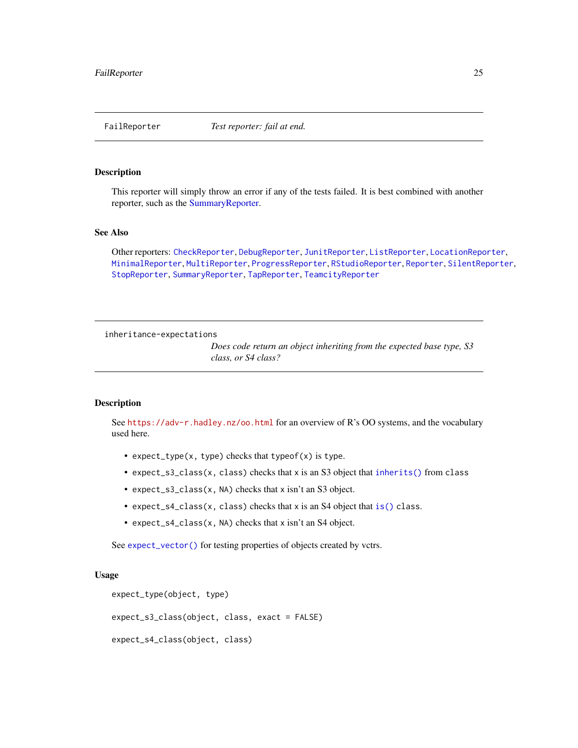## FailReporter — *Test reporter: fail at end.*

### Description

This reporter will simply throw an error if any of the tests failed. It is best combined with another reporter, such as the SummaryReporter.

### See Also

Other reporters: `CheckReporter`, `DebugReporter`, `JunitReporter`, `ListReporter`, `LocationReporter`, `MinimalReporter`, `MultiReporter`, `ProgressReporter`, `RStudioReporter`, `Reporter`, `SilentReporter`, `StopReporter`, `SummaryReporter`, `TapReporter`, `TeamcityReporter`

## inheritance-expectations — *Does code return an object inheriting from the expected base type, S3 class, or S4 class?*

### Description

See `https://adv-r.hadley.nz/oo.html` for an overview of R's OO systems, and the vocabulary used here.

- `expect_type(x, type)` checks that `typeof(x)` is `type`.
- `expect_s3_class(x, class)` checks that x is an S3 object that `inherits()` from `class`
- `expect_s3_class(x, NA)` checks that x isn't an S3 object.
- `expect_s4_class(x, class)` checks that x is an S4 object that `is()` `class`.
- `expect_s4_class(x, NA)` checks that x isn't an S4 object.

See `expect_vector()` for testing properties of objects created by vctrs.

### Usage

```
expect_type(object, type)

expect_s3_class(object, class, exact = FALSE)

expect_s4_class(object, class)
```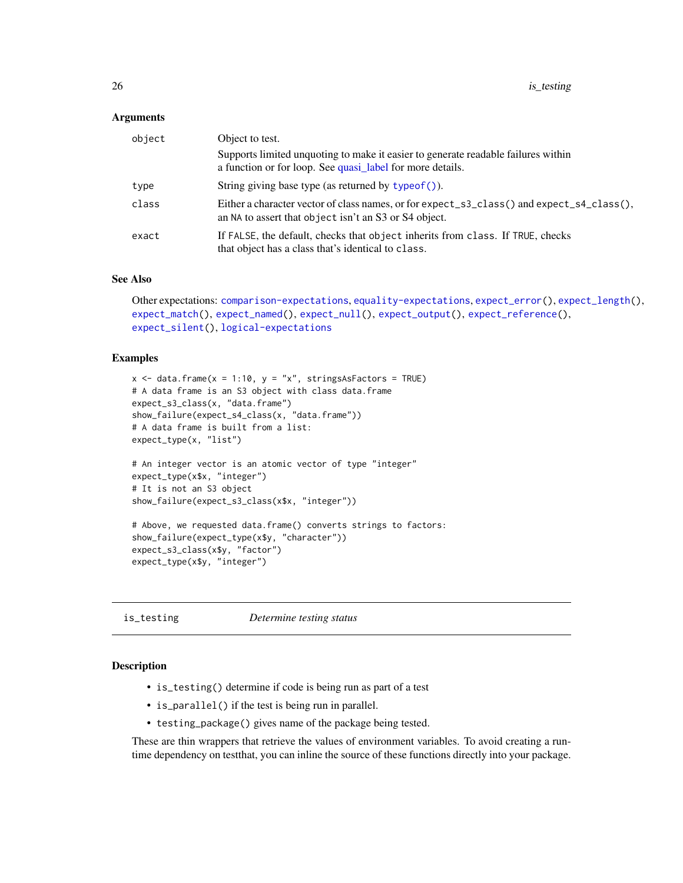### Arguments

| | |
|---|---|
| `object` | Object to test. Supports limited unquoting to make it easier to generate readable failures within a function or for loop. See quasi_label for more details. |
| `type` | String giving base type (as returned by `typeof()`). |
| `class` | Either a character vector of class names, or for `expect_s3_class()` and `expect_s4_class()`, an `NA` to assert that `object` isn't an S3 or S4 object. |
| `exact` | If `FALSE`, the default, checks that `object` inherits from `class`. If `TRUE`, checks that object has a class that's identical to `class`. |

### See Also

Other expectations: `comparison-expectations`, `equality-expectations`, `expect_error()`, `expect_length()`, `expect_match()`, `expect_named()`, `expect_null()`, `expect_output()`, `expect_reference()`, `expect_silent()`, `logical-expectations`

### Examples

```
x <- data.frame(x = 1:10, y = "x", stringsAsFactors = TRUE)
# A data frame is an S3 object with class data.frame
expect_s3_class(x, "data.frame")
show_failure(expect_s4_class(x, "data.frame"))
# A data frame is built from a list:
expect_type(x, "list")

# An integer vector is an atomic vector of type "integer"
expect_type(x$x, "integer")
# It is not an S3 object
show_failure(expect_s3_class(x$x, "integer"))

# Above, we requested data.frame() converts strings to factors:
show_failure(expect_type(x$y, "character"))
expect_s3_class(x$y, "factor")
expect_type(x$y, "integer")
```

---

## is_testing — *Determine testing status*

---

### Description

- `is_testing()` determine if code is being run as part of a test
- `is_parallel()` if the test is being run in parallel.
- `testing_package()` gives name of the package being tested.

These are thin wrappers that retrieve the values of environment variables. To avoid creating a run-time dependency on testthat, you can inline the source of these functions directly into your package.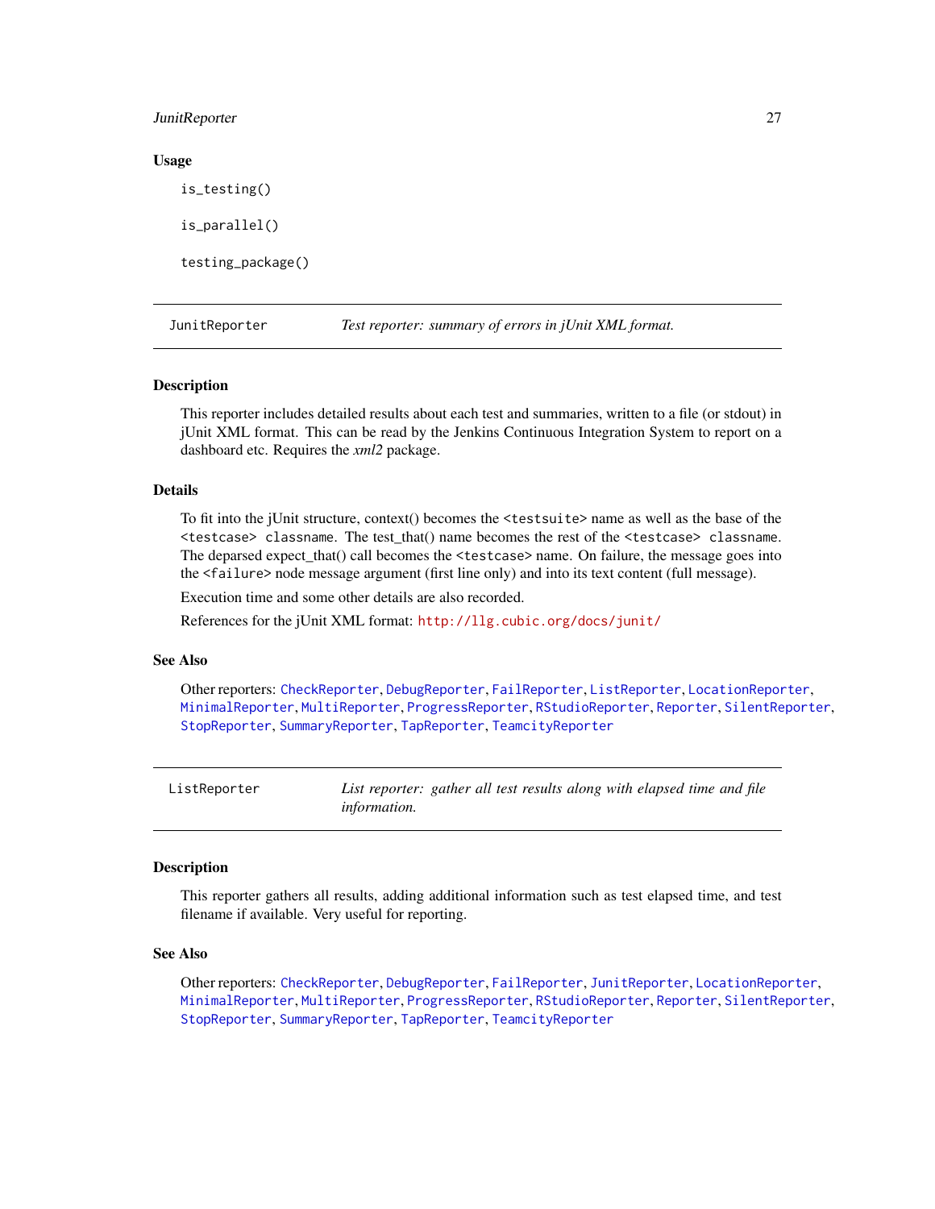### Usage

```
is_testing()

is_parallel()

testing_package()
```

---

## JunitReporter — *Test reporter: summary of errors in jUnit XML format.*

### Description

This reporter includes detailed results about each test and summaries, written to a file (or stdout) in jUnit XML format. This can be read by the Jenkins Continuous Integration System to report on a dashboard etc. Requires the *xml2* package.

### Details

To fit into the jUnit structure, context() becomes the `<testsuite>` name as well as the base of the `<testcase> classname`. The test_that() name becomes the rest of the `<testcase> classname`. The deparsed expect_that() call becomes the `<testcase>` name. On failure, the message goes into the `<failure>` node message argument (first line only) and into its text content (full message).

Execution time and some other details are also recorded.

References for the jUnit XML format: http://llg.cubic.org/docs/junit/

### See Also

Other reporters: `CheckReporter`, `DebugReporter`, `FailReporter`, `ListReporter`, `LocationReporter`, `MinimalReporter`, `MultiReporter`, `ProgressReporter`, `RStudioReporter`, `Reporter`, `SilentReporter`, `StopReporter`, `SummaryReporter`, `TapReporter`, `TeamcityReporter`

---

## ListReporter — *List reporter: gather all test results along with elapsed time and file information.*

### Description

This reporter gathers all results, adding additional information such as test elapsed time, and test filename if available. Very useful for reporting.

### See Also

Other reporters: `CheckReporter`, `DebugReporter`, `FailReporter`, `JunitReporter`, `LocationReporter`, `MinimalReporter`, `MultiReporter`, `ProgressReporter`, `RStudioReporter`, `Reporter`, `SilentReporter`, `StopReporter`, `SummaryReporter`, `TapReporter`, `TeamcityReporter`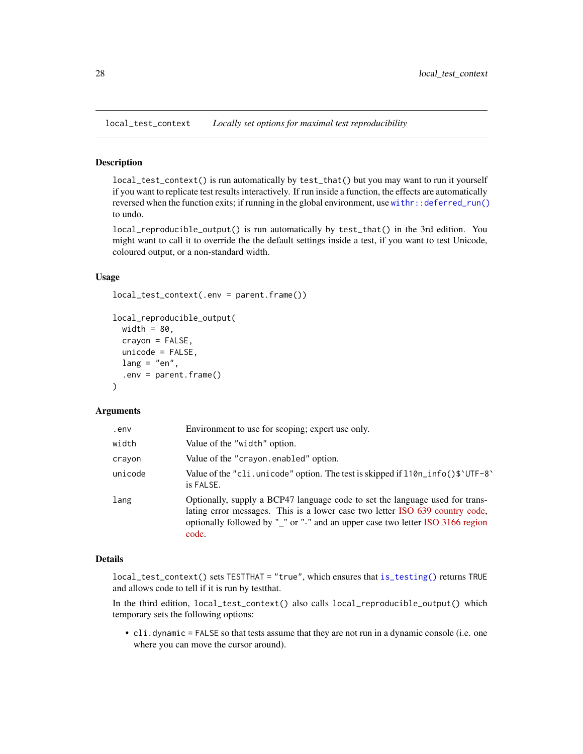## local_test_context    *Locally set options for maximal test reproducibility*

### Description

`local_test_context()` is run automatically by `test_that()` but you may want to run it yourself if you want to replicate test results interactively. If run inside a function, the effects are automatically reversed when the function exits; if running in the global environment, use `withr::deferred_run()` to undo.

`local_reproducible_output()` is run automatically by `test_that()` in the 3rd edition. You might want to call it to override the the default settings inside a test, if you want to test Unicode, coloured output, or a non-standard width.

### Usage

```
local_test_context(.env = parent.frame())

local_reproducible_output(
  width = 80,
  crayon = FALSE,
  unicode = FALSE,
  lang = "en",
  .env = parent.frame()
)
```

### Arguments

| | |
|---|---|
| `.env` | Environment to use for scoping; expert use only. |
| `width` | Value of the `"width"` option. |
| `crayon` | Value of the `"crayon.enabled"` option. |
| `unicode` | Value of the `"cli.unicode"` option. The test is skipped if `l10n_info()$`UTF-8`` is `FALSE`. |
| `lang` | Optionally, supply a BCP47 language code to set the language used for translating error messages. This is a lower case two letter ISO 639 country code, optionally followed by "_" or "-" and an upper case two letter ISO 3166 region code. |

### Details

`local_test_context()` sets `TESTTHAT = "true"`, which ensures that `is_testing()` returns `TRUE` and allows code to tell if it is run by testthat.

In the third edition, `local_test_context()` also calls `local_reproducible_output()` which temporary sets the following options:

- `cli.dynamic = FALSE` so that tests assume that they are not run in a dynamic console (i.e. one where you can move the cursor around).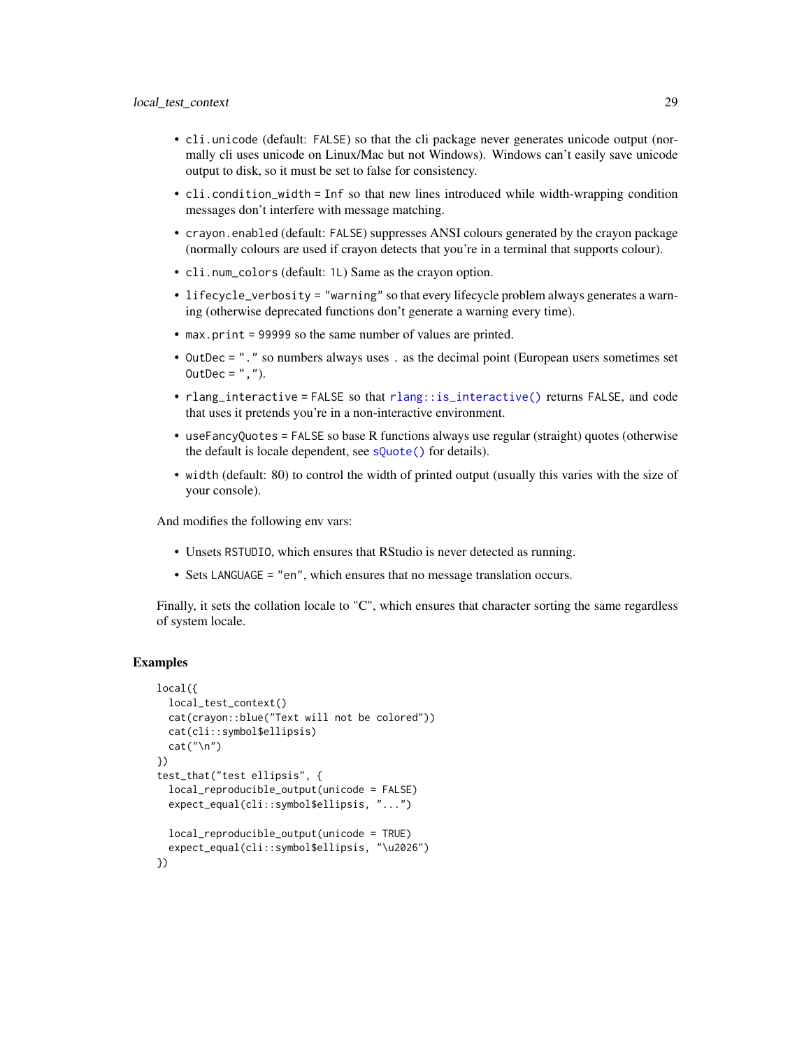- `cli.unicode` (default: `FALSE`) so that the cli package never generates unicode output (normally cli uses unicode on Linux/Mac but not Windows). Windows can't easily save unicode output to disk, so it must be set to false for consistency.
- `cli.condition_width = Inf` so that new lines introduced while width-wrapping condition messages don't interfere with message matching.
- `crayon.enabled` (default: `FALSE`) suppresses ANSI colours generated by the crayon package (normally colours are used if crayon detects that you're in a terminal that supports colour).
- `cli.num_colors` (default: `1L`) Same as the crayon option.
- `lifecycle_verbosity = "warning"` so that every lifecycle problem always generates a warning (otherwise deprecated functions don't generate a warning every time).
- `max.print = 99999` so the same number of values are printed.
- `OutDec = "."` so numbers always uses `.` as the decimal point (European users sometimes set `OutDec = ","`).
- `rlang_interactive = FALSE` so that `rlang::is_interactive()` returns `FALSE`, and code that uses it pretends you're in a non-interactive environment.
- `useFancyQuotes = FALSE` so base R functions always use regular (straight) quotes (otherwise the default is locale dependent, see `sQuote()` for details).
- `width` (default: 80) to control the width of printed output (usually this varies with the size of your console).

And modifies the following env vars:

- Unsets `RSTUDIO`, which ensures that RStudio is never detected as running.
- Sets `LANGUAGE = "en"`, which ensures that no message translation occurs.

Finally, it sets the collation locale to "C", which ensures that character sorting the same regardless of system locale.

## Examples

```
local({
  local_test_context()
  cat(crayon::blue("Text will not be colored"))
  cat(cli::symbol$ellipsis)
  cat("\n")
})
test_that("test ellipsis", {
  local_reproducible_output(unicode = FALSE)
  expect_equal(cli::symbol$ellipsis, "...")

  local_reproducible_output(unicode = TRUE)
  expect_equal(cli::symbol$ellipsis, "\u2026")
})
```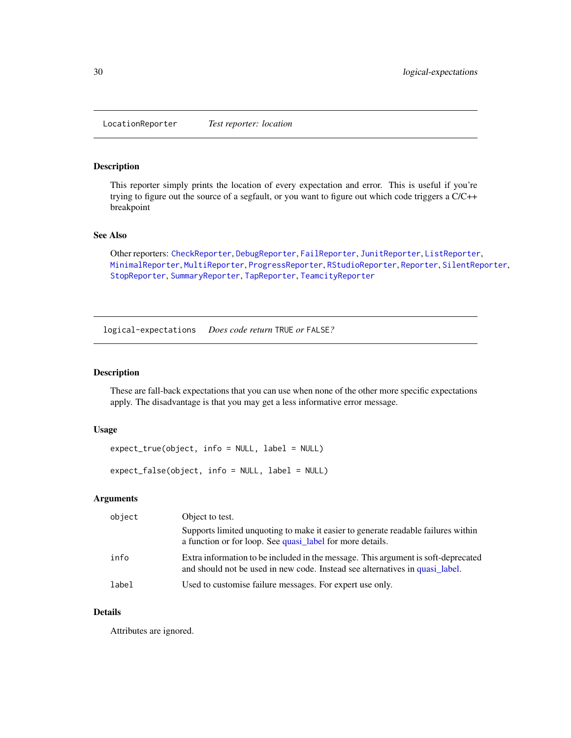## LocationReporter — *Test reporter: location*

### Description

This reporter simply prints the location of every expectation and error. This is useful if you're trying to figure out the source of a segfault, or you want to figure out which code triggers a C/C++ breakpoint

### See Also

Other reporters: CheckReporter, DebugReporter, FailReporter, JunitReporter, ListReporter, MinimalReporter, MultiReporter, ProgressReporter, RStudioReporter, Reporter, SilentReporter, StopReporter, SummaryReporter, TapReporter, TeamcityReporter

## logical-expectations — *Does code return TRUE or FALSE?*

### Description

These are fall-back expectations that you can use when none of the other more specific expectations apply. The disadvantage is that you may get a less informative error message.

### Usage

```
expect_true(object, info = NULL, label = NULL)

expect_false(object, info = NULL, label = NULL)
```

### Arguments

| | |
|---|---|
| object | Object to test.<br>Supports limited unquoting to make it easier to generate readable failures within a function or for loop. See quasi_label for more details. |
| info | Extra information to be included in the message. This argument is soft-deprecated and should not be used in new code. Instead see alternatives in quasi_label. |
| label | Used to customise failure messages. For expert use only. |

### Details

Attributes are ignored.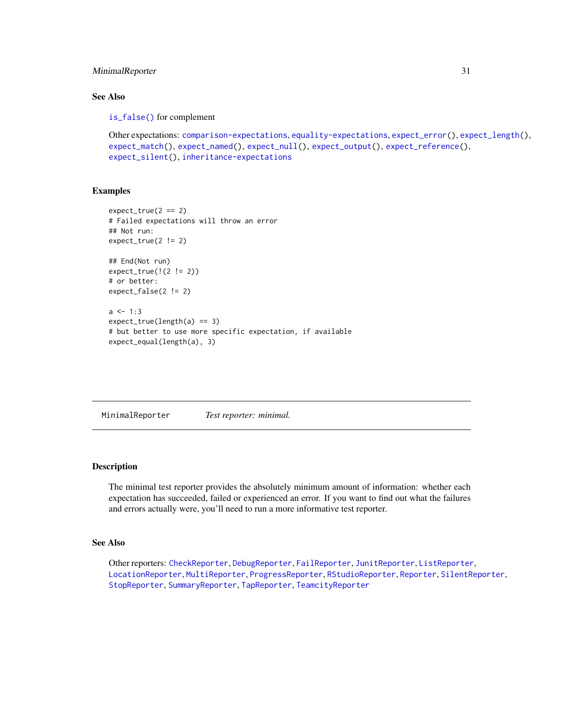### See Also

`is_false()` for complement

Other expectations: `comparison-expectations`, `equality-expectations`, `expect_error()`, `expect_length()`, `expect_match()`, `expect_named()`, `expect_null()`, `expect_output()`, `expect_reference()`, `expect_silent()`, `inheritance-expectations`

### Examples

```
expect_true(2 == 2)
# Failed expectations will throw an error
## Not run:
expect_true(2 != 2)

## End(Not run)
expect_true(!(2 != 2))
# or better:
expect_false(2 != 2)

a <- 1:3
expect_true(length(a) == 3)
# but better to use more specific expectation, if available
expect_equal(length(a), 3)
```

---

## MinimalReporter *Test reporter: minimal.*

---

### Description

The minimal test reporter provides the absolutely minimum amount of information: whether each expectation has succeeded, failed or experienced an error. If you want to find out what the failures and errors actually were, you'll need to run a more informative test reporter.

### See Also

Other reporters: `CheckReporter`, `DebugReporter`, `FailReporter`, `JunitReporter`, `ListReporter`, `LocationReporter`, `MultiReporter`, `ProgressReporter`, `RStudioReporter`, `Reporter`, `SilentReporter`, `StopReporter`, `SummaryReporter`, `TapReporter`, `TeamcityReporter`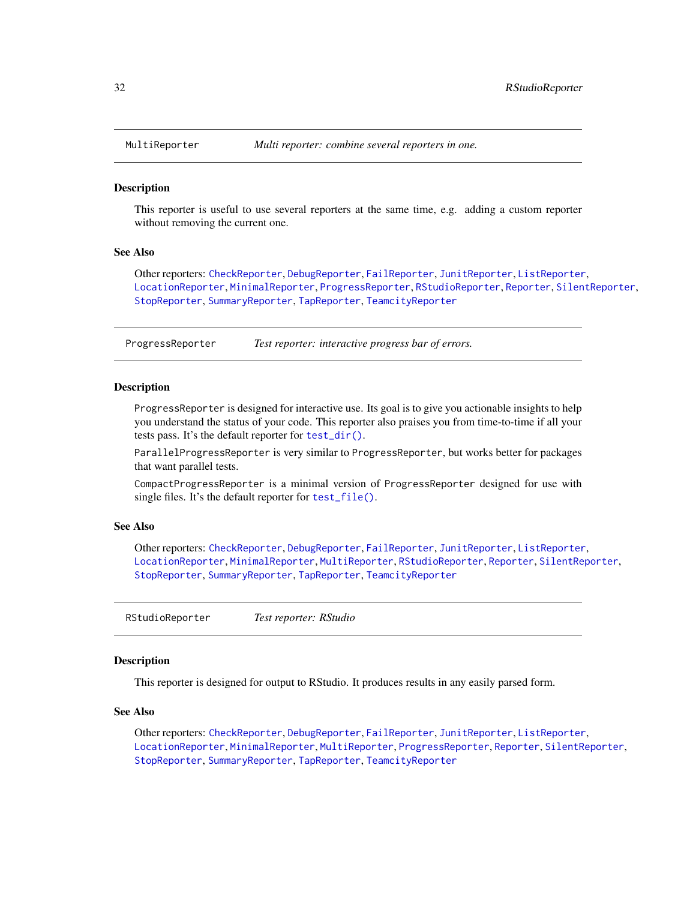## MultiReporter — *Multi reporter: combine several reporters in one.*

### Description

This reporter is useful to use several reporters at the same time, e.g. adding a custom reporter without removing the current one.

### See Also

Other reporters: `CheckReporter`, `DebugReporter`, `FailReporter`, `JunitReporter`, `ListReporter`, `LocationReporter`, `MinimalReporter`, `ProgressReporter`, `RStudioReporter`, `Reporter`, `SilentReporter`, `StopReporter`, `SummaryReporter`, `TapReporter`, `TeamcityReporter`

## ProgressReporter — *Test reporter: interactive progress bar of errors.*

### Description

`ProgressReporter` is designed for interactive use. Its goal is to give you actionable insights to help you understand the status of your code. This reporter also praises you from time-to-time if all your tests pass. It's the default reporter for `test_dir()`.

`ParallelProgressReporter` is very similar to `ProgressReporter`, but works better for packages that want parallel tests.

`CompactProgressReporter` is a minimal version of `ProgressReporter` designed for use with single files. It's the default reporter for `test_file()`.

### See Also

Other reporters: `CheckReporter`, `DebugReporter`, `FailReporter`, `JunitReporter`, `ListReporter`, `LocationReporter`, `MinimalReporter`, `MultiReporter`, `RStudioReporter`, `Reporter`, `SilentReporter`, `StopReporter`, `SummaryReporter`, `TapReporter`, `TeamcityReporter`

## RStudioReporter — *Test reporter: RStudio*

### Description

This reporter is designed for output to RStudio. It produces results in any easily parsed form.

### See Also

Other reporters: `CheckReporter`, `DebugReporter`, `FailReporter`, `JunitReporter`, `ListReporter`, `LocationReporter`, `MinimalReporter`, `MultiReporter`, `ProgressReporter`, `Reporter`, `SilentReporter`, `StopReporter`, `SummaryReporter`, `TapReporter`, `TeamcityReporter`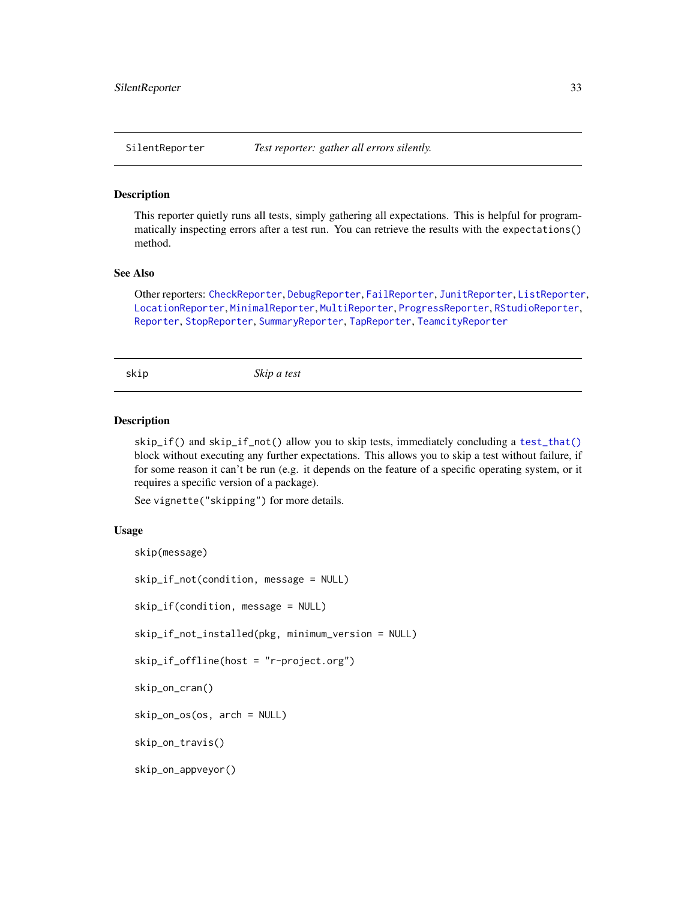## SilentReporter *Test reporter: gather all errors silently.*

### Description

This reporter quietly runs all tests, simply gathering all expectations. This is helpful for programmatically inspecting errors after a test run. You can retrieve the results with the `expectations()` method.

### See Also

Other reporters: CheckReporter, DebugReporter, FailReporter, JunitReporter, ListReporter, LocationReporter, MinimalReporter, MultiReporter, ProgressReporter, RStudioReporter, Reporter, StopReporter, SummaryReporter, TapReporter, TeamcityReporter

## skip *Skip a test*

### Description

`skip_if()` and `skip_if_not()` allow you to skip tests, immediately concluding a `test_that()` block without executing any further expectations. This allows you to skip a test without failure, if for some reason it can't be run (e.g. it depends on the feature of a specific operating system, or it requires a specific version of a package).

See `vignette("skipping")` for more details.

### Usage

```
skip(message)

skip_if_not(condition, message = NULL)

skip_if(condition, message = NULL)

skip_if_not_installed(pkg, minimum_version = NULL)

skip_if_offline(host = "r-project.org")

skip_on_cran()

skip_on_os(os, arch = NULL)

skip_on_travis()

skip_on_appveyor()
```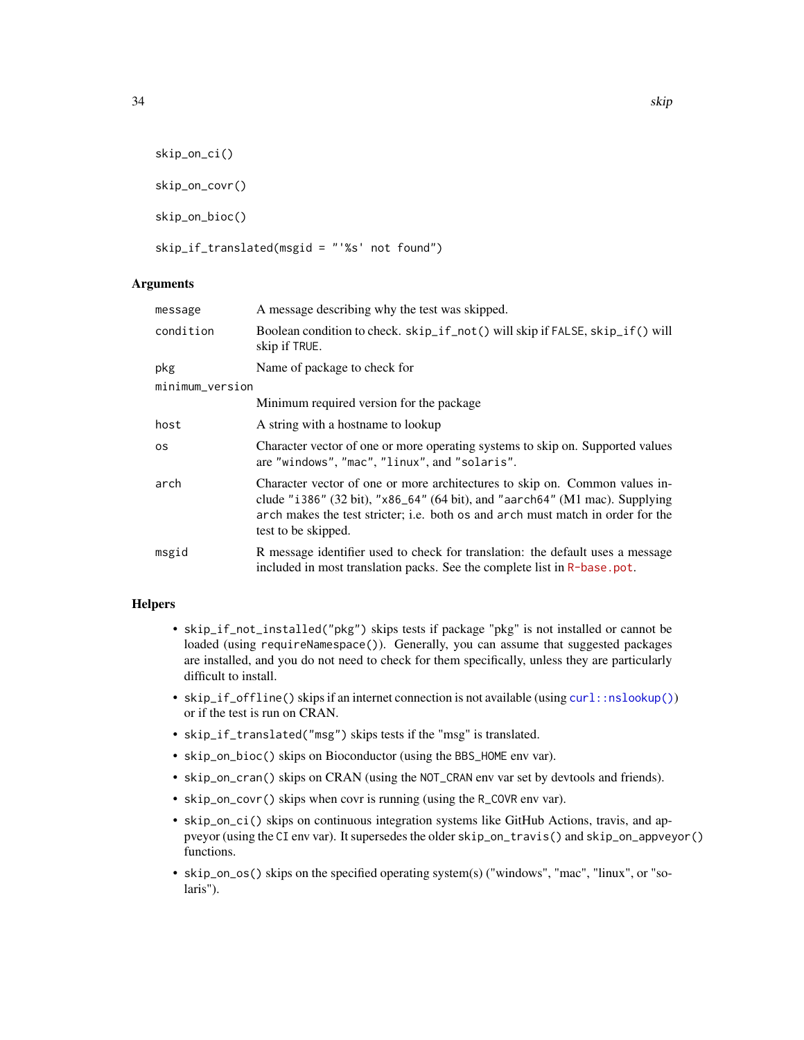```
skip_on_ci()

skip_on_covr()

skip_on_bioc()

skip_if_translated(msgid = "'%s' not found")
```

## Arguments

| | |
|---|---|
| message | A message describing why the test was skipped. |
| condition | Boolean condition to check. `skip_if_not()` will skip if FALSE, `skip_if()` will skip if TRUE. |
| pkg | Name of package to check for |
| minimum_version | Minimum required version for the package |
| host | A string with a hostname to lookup |
| os | Character vector of one or more operating systems to skip on. Supported values are "windows", "mac", "linux", and "solaris". |
| arch | Character vector of one or more architectures to skip on. Common values include "i386" (32 bit), "x86_64" (64 bit), and "aarch64" (M1 mac). Supplying arch makes the test stricter; i.e. both os and arch must match in order for the test to be skipped. |
| msgid | R message identifier used to check for translation: the default uses a message included in most translation packs. See the complete list in R-base.pot. |

## Helpers

- `skip_if_not_installed("pkg")` skips tests if package "pkg" is not installed or cannot be loaded (using `requireNamespace()`). Generally, you can assume that suggested packages are installed, and you do not need to check for them specifically, unless they are particularly difficult to install.
- `skip_if_offline()` skips if an internet connection is not available (using `curl::nslookup()`) or if the test is run on CRAN.
- `skip_if_translated("msg")` skips tests if the "msg" is translated.
- `skip_on_bioc()` skips on Bioconductor (using the `BBS_HOME` env var).
- `skip_on_cran()` skips on CRAN (using the `NOT_CRAN` env var set by devtools and friends).
- `skip_on_covr()` skips when covr is running (using the `R_COVR` env var).
- `skip_on_ci()` skips on continuous integration systems like GitHub Actions, travis, and appveyor (using the `CI` env var). It supersedes the older `skip_on_travis()` and `skip_on_appveyor()` functions.
- `skip_on_os()` skips on the specified operating system(s) ("windows", "mac", "linux", or "solaris").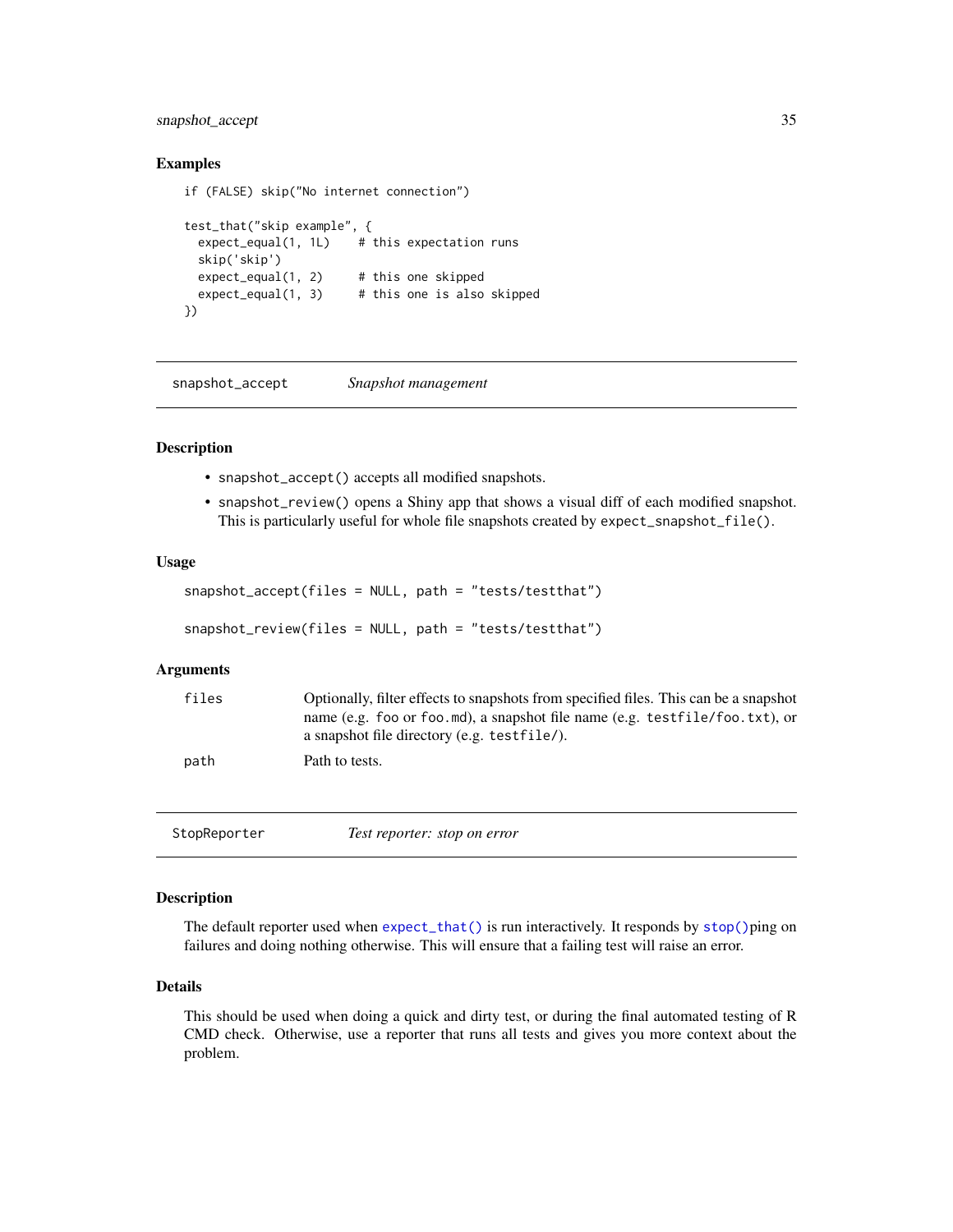### Examples

```
if (FALSE) skip("No internet connection")

test_that("skip example", {
  expect_equal(1, 1L)    # this expectation runs
  skip('skip')
  expect_equal(1, 2)     # this one skipped
  expect_equal(1, 3)     # this one is also skipped
})
```

---

## snapshot_accept — *Snapshot management*

### Description

- `snapshot_accept()` accepts all modified snapshots.
- `snapshot_review()` opens a Shiny app that shows a visual diff of each modified snapshot. This is particularly useful for whole file snapshots created by `expect_snapshot_file()`.

### Usage

```
snapshot_accept(files = NULL, path = "tests/testthat")

snapshot_review(files = NULL, path = "tests/testthat")
```

### Arguments

| | |
|---|---|
| `files` | Optionally, filter effects to snapshots from specified files. This can be a snapshot name (e.g. `foo` or `foo.md`), a snapshot file name (e.g. `testfile/foo.txt`), or a snapshot file directory (e.g. `testfile/`). |
| `path` | Path to tests. |

---

## StopReporter — *Test reporter: stop on error*

### Description

The default reporter used when `expect_that()` is run interactively. It responds by `stop()`ping on failures and doing nothing otherwise. This will ensure that a failing test will raise an error.

### Details

This should be used when doing a quick and dirty test, or during the final automated testing of R CMD check. Otherwise, use a reporter that runs all tests and gives you more context about the problem.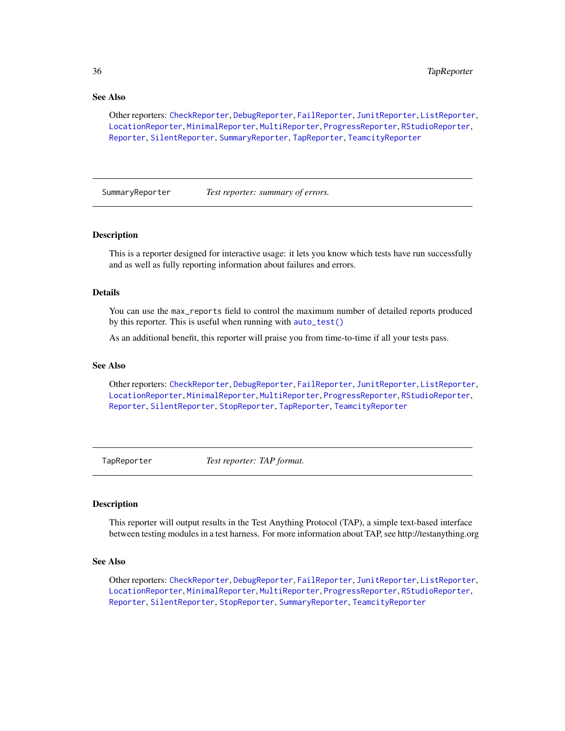### See Also

Other reporters: CheckReporter, DebugReporter, FailReporter, JunitReporter, ListReporter, LocationReporter, MinimalReporter, MultiReporter, ProgressReporter, RStudioReporter, Reporter, SilentReporter, SummaryReporter, TapReporter, TeamcityReporter

---

## SummaryReporter — *Test reporter: summary of errors.*

### Description

This is a reporter designed for interactive usage: it lets you know which tests have run successfully and as well as fully reporting information about failures and errors.

### Details

You can use the `max_reports` field to control the maximum number of detailed reports produced by this reporter. This is useful when running with `auto_test()`

As an additional benefit, this reporter will praise you from time-to-time if all your tests pass.

### See Also

Other reporters: CheckReporter, DebugReporter, FailReporter, JunitReporter, ListReporter, LocationReporter, MinimalReporter, MultiReporter, ProgressReporter, RStudioReporter, Reporter, SilentReporter, StopReporter, TapReporter, TeamcityReporter

---

## TapReporter — *Test reporter: TAP format.*

### Description

This reporter will output results in the Test Anything Protocol (TAP), a simple text-based interface between testing modules in a test harness. For more information about TAP, see http://testanything.org

### See Also

Other reporters: CheckReporter, DebugReporter, FailReporter, JunitReporter, ListReporter, LocationReporter, MinimalReporter, MultiReporter, ProgressReporter, RStudioReporter, Reporter, SilentReporter, StopReporter, SummaryReporter, TeamcityReporter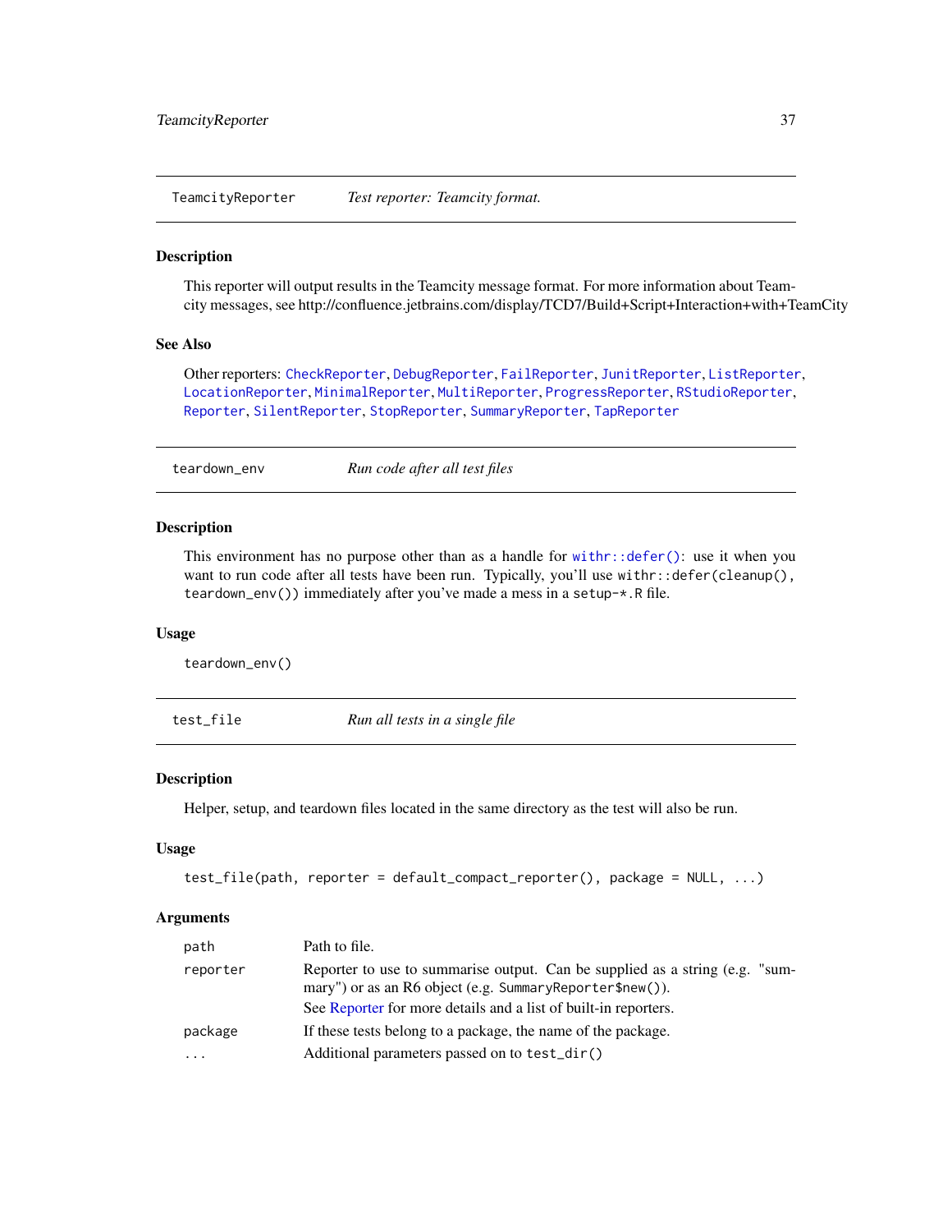## TeamcityReporter — *Test reporter: Teamcity format.*

### Description

This reporter will output results in the Teamcity message format. For more information about Teamcity messages, see http://confluence.jetbrains.com/display/TCD7/Build+Script+Interaction+with+TeamCity

### See Also

Other reporters: CheckReporter, DebugReporter, FailReporter, JunitReporter, ListReporter, LocationReporter, MinimalReporter, MultiReporter, ProgressReporter, RStudioReporter, Reporter, SilentReporter, StopReporter, SummaryReporter, TapReporter

## teardown_env — *Run code after all test files*

### Description

This environment has no purpose other than as a handle for `withr::defer()`: use it when you want to run code after all tests have been run. Typically, you'll use `withr::defer(cleanup(), teardown_env())` immediately after you've made a mess in a `setup-*.R` file.

### Usage

```
teardown_env()
```

## test_file — *Run all tests in a single file*

### Description

Helper, setup, and teardown files located in the same directory as the test will also be run.

### Usage

```
test_file(path, reporter = default_compact_reporter(), package = NULL, ...)
```

### Arguments

| | |
|---|---|
| `path` | Path to file. |
| `reporter` | Reporter to use to summarise output. Can be supplied as a string (e.g. "summary") or as an R6 object (e.g. `SummaryReporter$new()`). See Reporter for more details and a list of built-in reporters. |
| `package` | If these tests belong to a package, the name of the package. |
| `...` | Additional parameters passed on to `test_dir()` |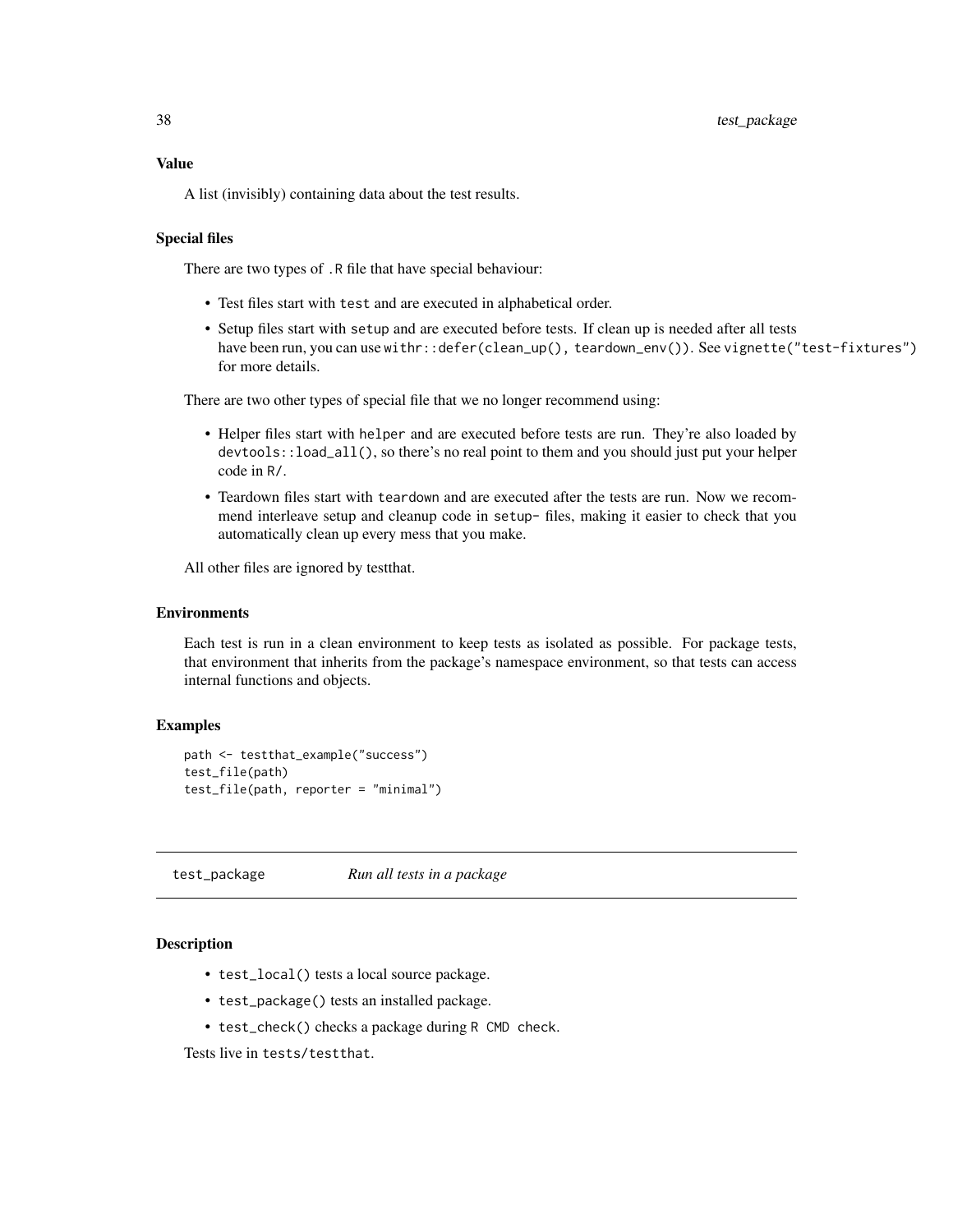### Value

A list (invisibly) containing data about the test results.

### Special files

There are two types of `.R` file that have special behaviour:

- Test files start with `test` and are executed in alphabetical order.
- Setup files start with `setup` and are executed before tests. If clean up is needed after all tests have been run, you can use `withr::defer(clean_up(), teardown_env())`. See `vignette("test-fixtures")` for more details.

There are two other types of special file that we no longer recommend using:

- Helper files start with `helper` and are executed before tests are run. They're also loaded by `devtools::load_all()`, so there's no real point to them and you should just put your helper code in `R/`.
- Teardown files start with `teardown` and are executed after the tests are run. Now we recommend interleave setup and cleanup code in `setup-` files, making it easier to check that you automatically clean up every mess that you make.

All other files are ignored by testthat.

### Environments

Each test is run in a clean environment to keep tests as isolated as possible. For package tests, that environment that inherits from the package's namespace environment, so that tests can access internal functions and objects.

### Examples

```
path <- testthat_example("success")
test_file(path)
test_file(path, reporter = "minimal")
```

---

## test_package    *Run all tests in a package*

---

### Description

- `test_local()` tests a local source package.
- `test_package()` tests an installed package.
- `test_check()` checks a package during `R CMD check`.

Tests live in `tests/testthat`.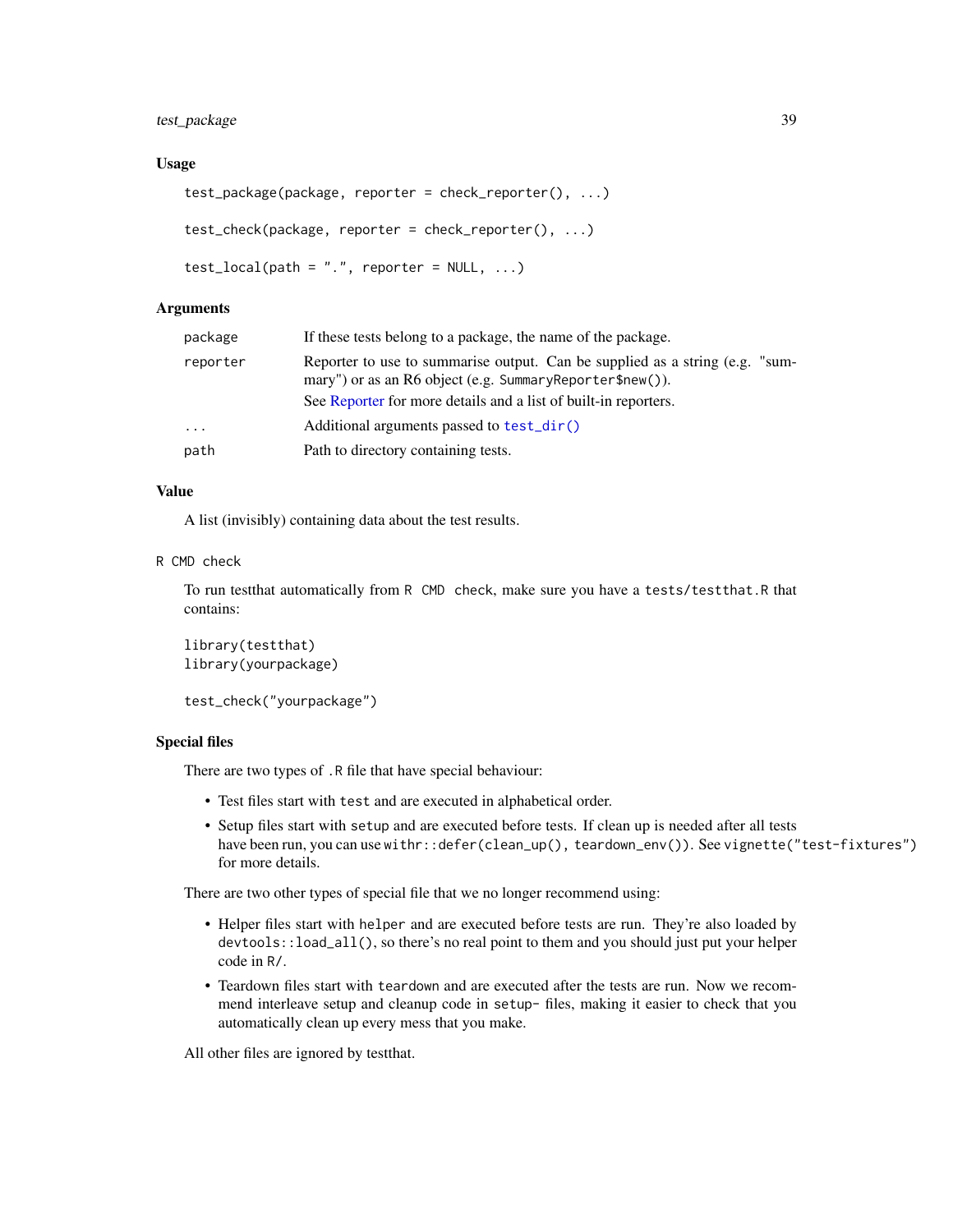### Usage

```
test_package(package, reporter = check_reporter(), ...)

test_check(package, reporter = check_reporter(), ...)

test_local(path = ".", reporter = NULL, ...)
```

### Arguments

| | |
|---|---|
| package | If these tests belong to a package, the name of the package. |
| reporter | Reporter to use to summarise output. Can be supplied as a string (e.g. "summary") or as an R6 object (e.g. `SummaryReporter$new()`). See Reporter for more details and a list of built-in reporters. |
| ... | Additional arguments passed to `test_dir()` |
| path | Path to directory containing tests. |

### Value

A list (invisibly) containing data about the test results.

### R CMD check

To run testthat automatically from `R CMD check`, make sure you have a `tests/testthat.R` that contains:

```
library(testthat)
library(yourpackage)

test_check("yourpackage")
```

### Special files

There are two types of `.R` file that have special behaviour:

- Test files start with `test` and are executed in alphabetical order.
- Setup files start with `setup` and are executed before tests. If clean up is needed after all tests have been run, you can use `withr::defer(clean_up(), teardown_env())`. See `vignette("test-fixtures")` for more details.

There are two other types of special file that we no longer recommend using:

- Helper files start with `helper` and are executed before tests are run. They're also loaded by `devtools::load_all()`, so there's no real point to them and you should just put your helper code in `R/`.
- Teardown files start with `teardown` and are executed after the tests are run. Now we recommend interleave setup and cleanup code in `setup-` files, making it easier to check that you automatically clean up every mess that you make.

All other files are ignored by testthat.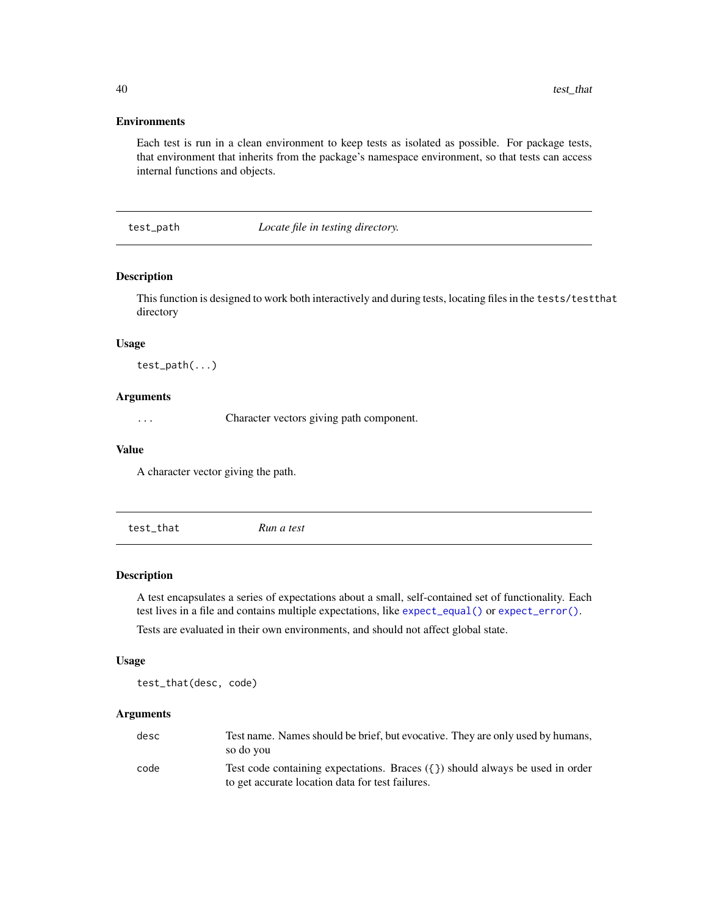### Environments

Each test is run in a clean environment to keep tests as isolated as possible. For package tests, that environment that inherits from the package's namespace environment, so that tests can access internal functions and objects.

---

## test_path &nbsp;&nbsp;&nbsp; *Locate file in testing directory.*

---

### Description

This function is designed to work both interactively and during tests, locating files in the `tests/testthat` directory

### Usage

```
test_path(...)
```

### Arguments

| | |
|---|---|
| `...` | Character vectors giving path component. |

### Value

A character vector giving the path.

---

## test_that &nbsp;&nbsp;&nbsp; *Run a test*

---

### Description

A test encapsulates a series of expectations about a small, self-contained set of functionality. Each test lives in a file and contains multiple expectations, like `expect_equal()` or `expect_error()`.

Tests are evaluated in their own environments, and should not affect global state.

### Usage

```
test_that(desc, code)
```

### Arguments

| | |
|---|---|
| `desc` | Test name. Names should be brief, but evocative. They are only used by humans, so do you |
| `code` | Test code containing expectations. Braces (`{}`) should always be used in order to get accurate location data for test failures. |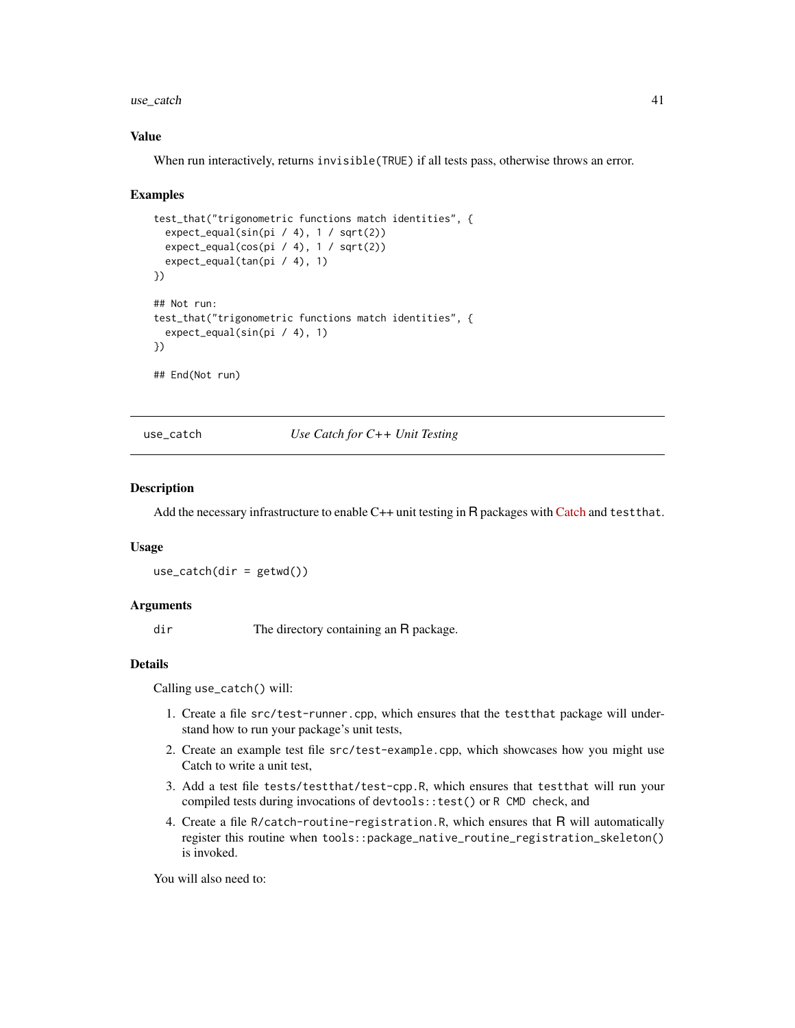### Value

When run interactively, returns `invisible(TRUE)` if all tests pass, otherwise throws an error.

### Examples

```
test_that("trigonometric functions match identities", {
  expect_equal(sin(pi / 4), 1 / sqrt(2))
  expect_equal(cos(pi / 4), 1 / sqrt(2))
  expect_equal(tan(pi / 4), 1)
})

## Not run:
test_that("trigonometric functions match identities", {
  expect_equal(sin(pi / 4), 1)
})

## End(Not run)
```

---

## use_catch — *Use Catch for C++ Unit Testing*

---

### Description

Add the necessary infrastructure to enable C++ unit testing in R packages with Catch and `testthat`.

### Usage

```
use_catch(dir = getwd())
```

### Arguments

| | |
|---|---|
| `dir` | The directory containing an R package. |

### Details

Calling `use_catch()` will:

1. Create a file `src/test-runner.cpp`, which ensures that the `testthat` package will understand how to run your package's unit tests,
2. Create an example test file `src/test-example.cpp`, which showcases how you might use Catch to write a unit test,
3. Add a test file `tests/testthat/test-cpp.R`, which ensures that `testthat` will run your compiled tests during invocations of `devtools::test()` or `R CMD check`, and
4. Create a file `R/catch-routine-registration.R`, which ensures that R will automatically register this routine when `tools::package_native_routine_registration_skeleton()` is invoked.

You will also need to: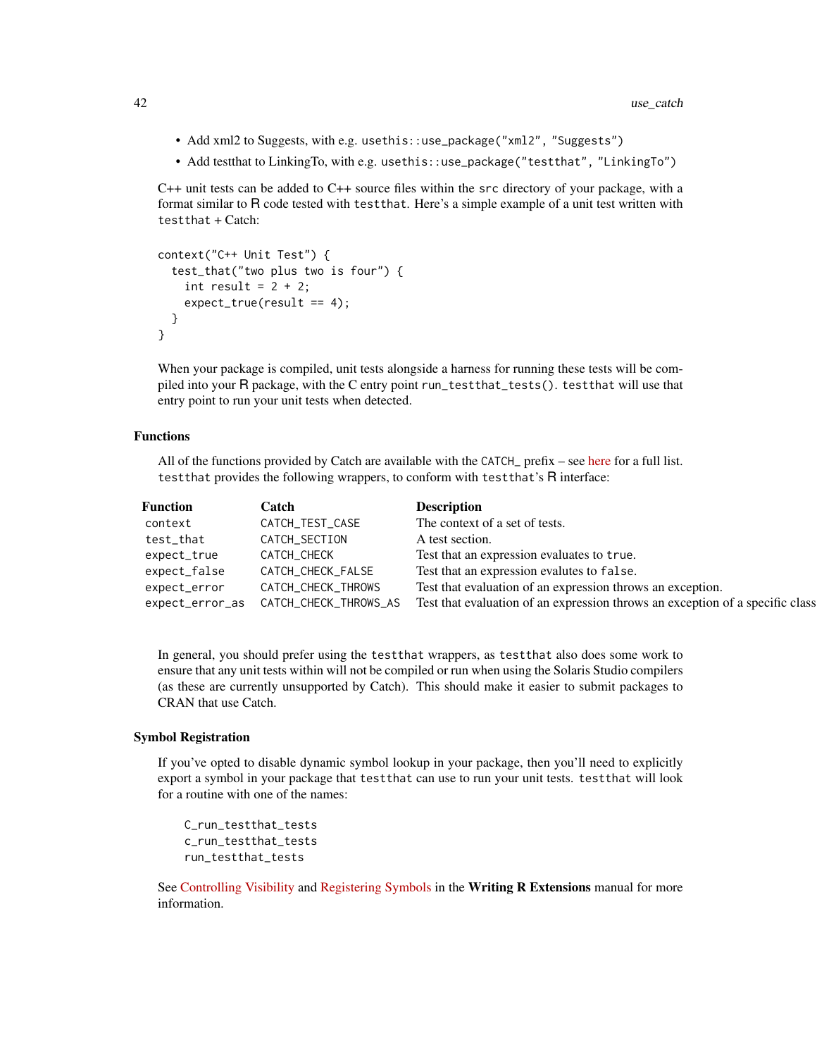- Add xml2 to Suggests, with e.g. `usethis::use_package("xml2", "Suggests")`
- Add testthat to LinkingTo, with e.g. `usethis::use_package("testthat", "LinkingTo")`

C++ unit tests can be added to C++ source files within the `src` directory of your package, with a format similar to R code tested with `testthat`. Here's a simple example of a unit test written with `testthat` + Catch:

```
context("C++ Unit Test") {
  test_that("two plus two is four") {
    int result = 2 + 2;
    expect_true(result == 4);
  }
}
```

When your package is compiled, unit tests alongside a harness for running these tests will be compiled into your R package, with the C entry point `run_testthat_tests()`. `testthat` will use that entry point to run your unit tests when detected.

## Functions

All of the functions provided by Catch are available with the `CATCH_` prefix – see here for a full list. `testthat` provides the following wrappers, to conform with `testthat`'s R interface:

| Function | Catch | Description |
|---|---|---|
| `context` | `CATCH_TEST_CASE` | The context of a set of tests. |
| `test_that` | `CATCH_SECTION` | A test section. |
| `expect_true` | `CATCH_CHECK` | Test that an expression evaluates to `true`. |
| `expect_false` | `CATCH_CHECK_FALSE` | Test that an expression evalutes to `false`. |
| `expect_error` | `CATCH_CHECK_THROWS` | Test that evaluation of an expression throws an exception. |
| `expect_error_as` | `CATCH_CHECK_THROWS_AS` | Test that evaluation of an expression throws an exception of a specific class |

In general, you should prefer using the `testthat` wrappers, as `testthat` also does some work to ensure that any unit tests within will not be compiled or run when using the Solaris Studio compilers (as these are currently unsupported by Catch). This should make it easier to submit packages to CRAN that use Catch.

## Symbol Registration

If you've opted to disable dynamic symbol lookup in your package, then you'll need to explicitly export a symbol in your package that `testthat` can use to run your unit tests. `testthat` will look for a routine with one of the names:

```
C_run_testthat_tests
c_run_testthat_tests
run_testthat_tests
```

See Controlling Visibility and Registering Symbols in the **Writing R Extensions** manual for more information.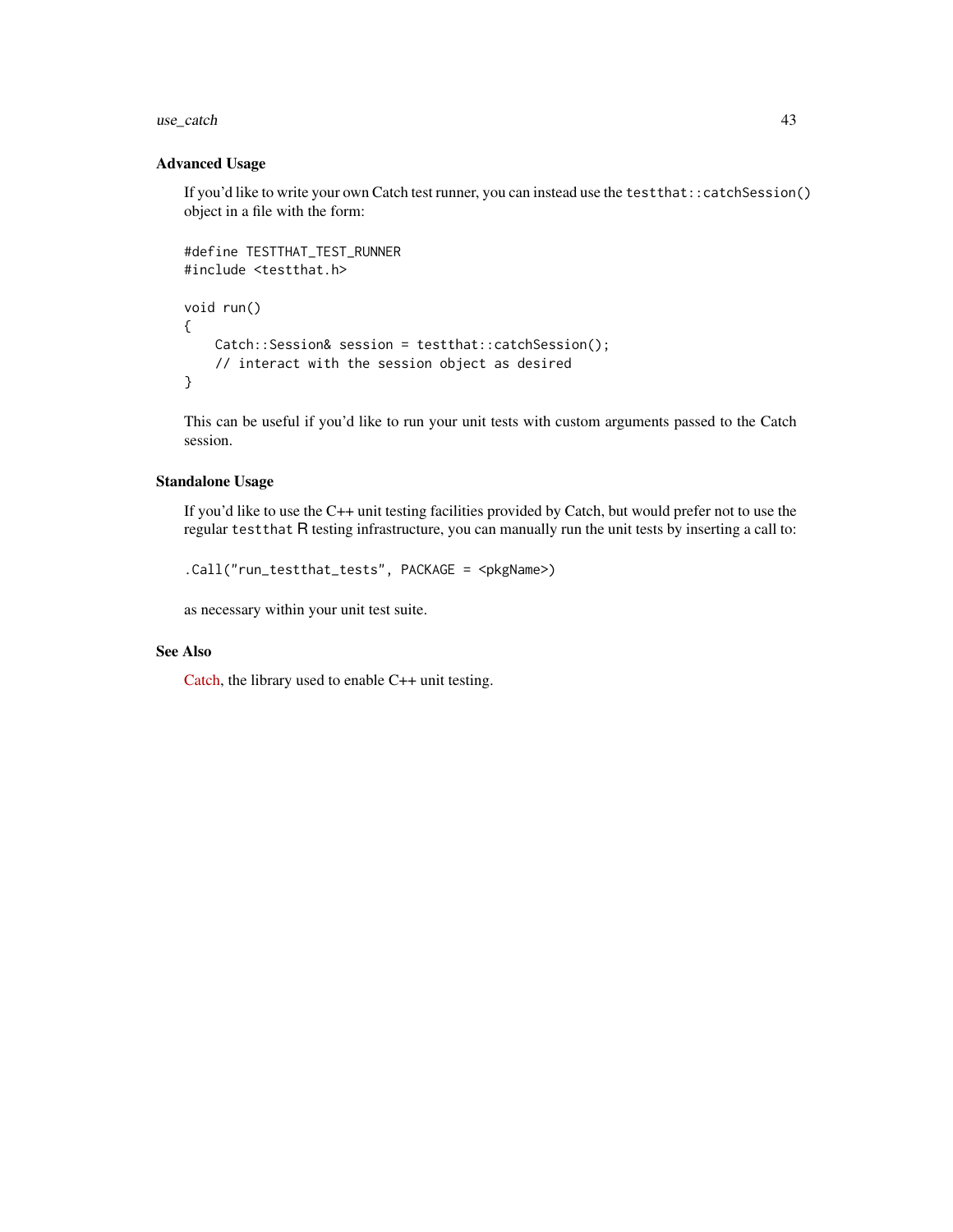### Advanced Usage

If you'd like to write your own Catch test runner, you can instead use the `testthat::catchSession()` object in a file with the form:

```
#define TESTTHAT_TEST_RUNNER
#include <testthat.h>

void run()
{
    Catch::Session& session = testthat::catchSession();
    // interact with the session object as desired
}
```

This can be useful if you'd like to run your unit tests with custom arguments passed to the Catch session.

### Standalone Usage

If you'd like to use the C++ unit testing facilities provided by Catch, but would prefer not to use the regular `testthat` R testing infrastructure, you can manually run the unit tests by inserting a call to:

```
.Call("run_testthat_tests", PACKAGE = <pkgName>)
```

as necessary within your unit test suite.

### See Also

Catch, the library used to enable C++ unit testing.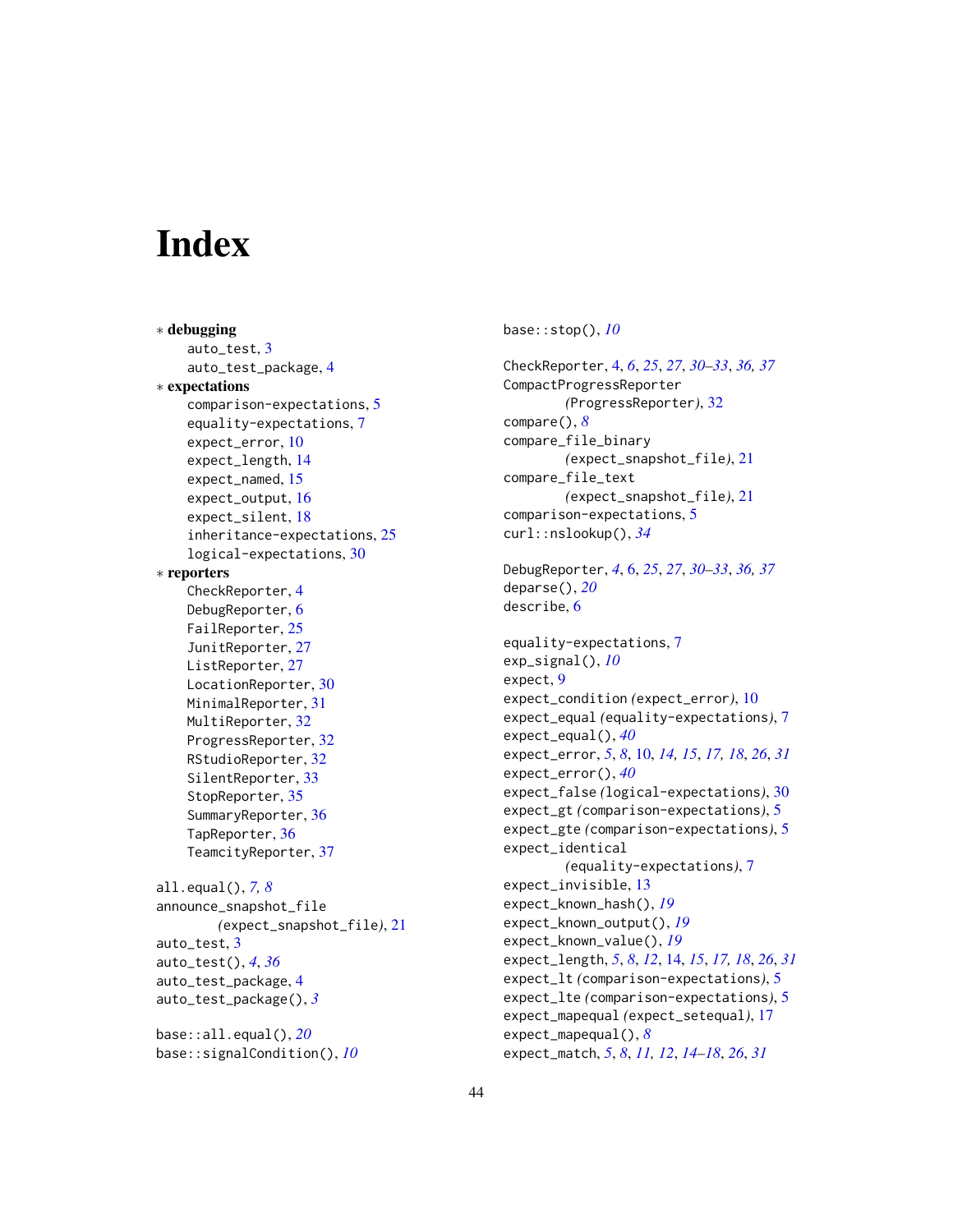# Index

∗ **debugging**
- auto_test, 3
- auto_test_package, 4

∗ **expectations**
- comparison-expectations, 5
- equality-expectations, 7
- expect_error, 10
- expect_length, 14
- expect_named, 15
- expect_output, 16
- expect_silent, 18
- inheritance-expectations, 25
- logical-expectations, 30

∗ **reporters**
- CheckReporter, 4
- DebugReporter, 6
- FailReporter, 25
- JunitReporter, 27
- ListReporter, 27
- LocationReporter, 30
- MinimalReporter, 31
- MultiReporter, 32
- ProgressReporter, 32
- RStudioReporter, 32
- SilentReporter, 33
- StopReporter, 35
- SummaryReporter, 36
- TapReporter, 36
- TeamcityReporter, 37

all.equal(), *7, 8*
announce_snapshot_file (*expect_snapshot_file*), 21
auto_test, 3
auto_test(), *4*, *36*
auto_test_package, 4
auto_test_package(), *3*

base::all.equal(), *20*
base::signalCondition(), *10*
base::stop(), *10*

CheckReporter, 4, *6*, *25*, *27*, *30–33*, *36, 37*
CompactProgressReporter (*ProgressReporter*), 32
compare(), *8*
compare_file_binary (*expect_snapshot_file*), 21
compare_file_text (*expect_snapshot_file*), 21
comparison-expectations, 5
curl::nslookup(), *34*

DebugReporter, *4*, 6, *25*, *27*, *30–33*, *36, 37*
deparse(), *20*
describe, 6

equality-expectations, 7
exp_signal(), *10*
expect, 9
expect_condition (*expect_error*), 10
expect_equal (*equality-expectations*), 7
expect_equal(), *40*
expect_error, *5*, *8*, 10, *14, 15*, *17, 18*, *26*, *31*
expect_error(), *40*
expect_false (*logical-expectations*), 30
expect_gt (*comparison-expectations*), 5
expect_gte (*comparison-expectations*), 5
expect_identical (*equality-expectations*), 7
expect_invisible, 13
expect_known_hash(), *19*
expect_known_output(), *19*
expect_known_value(), *19*
expect_length, *5*, *8*, *12*, 14, *15*, *17, 18*, *26*, *31*
expect_lt (*comparison-expectations*), 5
expect_lte (*comparison-expectations*), 5
expect_mapequal (*expect_setequal*), 17
expect_mapequal(), *8*
expect_match, *5*, *8*, *11, 12*, *14–18*, *26*, *31*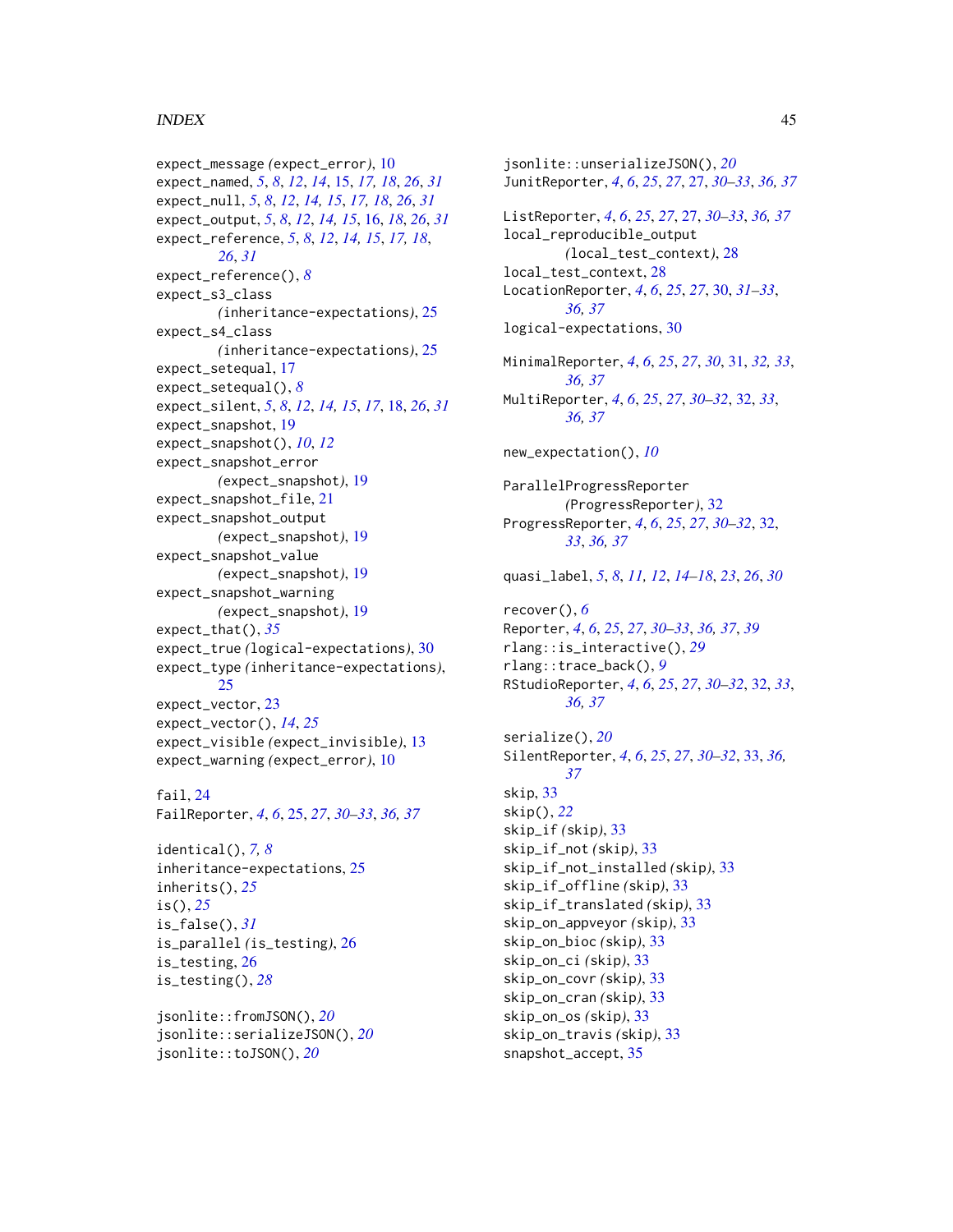expect_message (expect_error), 10
expect_named, *5*, *8*, *12*, *14*, 15, *17*, *18*, *26*, *31*
expect_null, *5*, *8*, *12*, *14*, *15*, *17*, *18*, *26*, *31*
expect_output, *5*, *8*, *12*, *14*, *15*, 16, *18*, *26*, *31*
expect_reference, *5*, *8*, *12*, *14*, *15*, *17*, *18*, *26*, *31*
expect_reference(), *8*
expect_s3_class (inheritance-expectations), 25
expect_s4_class (inheritance-expectations), 25
expect_setequal, 17
expect_setequal(), *8*
expect_silent, *5*, *8*, *12*, *14*, *15*, *17*, 18, *26*, *31*
expect_snapshot, 19
expect_snapshot(), *10*, *12*
expect_snapshot_error (expect_snapshot), 19
expect_snapshot_file, 21
expect_snapshot_output (expect_snapshot), 19
expect_snapshot_value (expect_snapshot), 19
expect_snapshot_warning (expect_snapshot), 19
expect_that(), *35*
expect_true (logical-expectations), 30
expect_type (inheritance-expectations), 25
expect_vector, 23
expect_vector(), *14*, *25*
expect_visible (expect_invisible), 13
expect_warning (expect_error), 10

fail, 24
FailReporter, *4*, *6*, 25, *27*, *30–33*, *36*, *37*

identical(), *7*, *8*
inheritance-expectations, 25
inherits(), *25*
is(), *25*
is_false(), *31*
is_parallel (is_testing), 26
is_testing, 26
is_testing(), *28*

jsonlite::fromJSON(), *20*
jsonlite::serializeJSON(), *20*
jsonlite::toJSON(), *20*
jsonlite::unserializeJSON(), *20*
JunitReporter, *4*, *6*, *25*, *27*, 27, *30–33*, *36*, *37*

ListReporter, *4*, *6*, *25*, *27*, 27, *30–33*, *36*, *37*
local_reproducible_output (local_test_context), 28
local_test_context, 28
LocationReporter, *4*, *6*, *25*, *27*, 30, *31–33*, *36*, *37*
logical-expectations, 30

MinimalReporter, *4*, *6*, *25*, *27*, *30*, 31, *32*, *33*, *36*, *37*
MultiReporter, *4*, *6*, *25*, *27*, *30–32*, 32, *33*, *36*, *37*

new_expectation(), *10*

ParallelProgressReporter (ProgressReporter), 32
ProgressReporter, *4*, *6*, *25*, *27*, *30–32*, 32, *33*, *36*, *37*

quasi_label, *5*, *8*, *11*, *12*, *14–18*, *23*, *26*, *30*

recover(), *6*
Reporter, *4*, *6*, *25*, *27*, *30–33*, *36*, *37*, *39*
rlang::is_interactive(), *29*
rlang::trace_back(), *9*
RStudioReporter, *4*, *6*, *25*, *27*, *30–32*, 32, *33*, *36*, *37*

serialize(), *20*
SilentReporter, *4*, *6*, *25*, *27*, *30–32*, 33, *36*, *37*
skip, 33
skip(), *22*
skip_if (skip), 33
skip_if_not (skip), 33
skip_if_not_installed (skip), 33
skip_if_offline (skip), 33
skip_if_translated (skip), 33
skip_on_appveyor (skip), 33
skip_on_bioc (skip), 33
skip_on_ci (skip), 33
skip_on_covr (skip), 33
skip_on_cran (skip), 33
skip_on_os (skip), 33
skip_on_travis (skip), 33
snapshot_accept, 35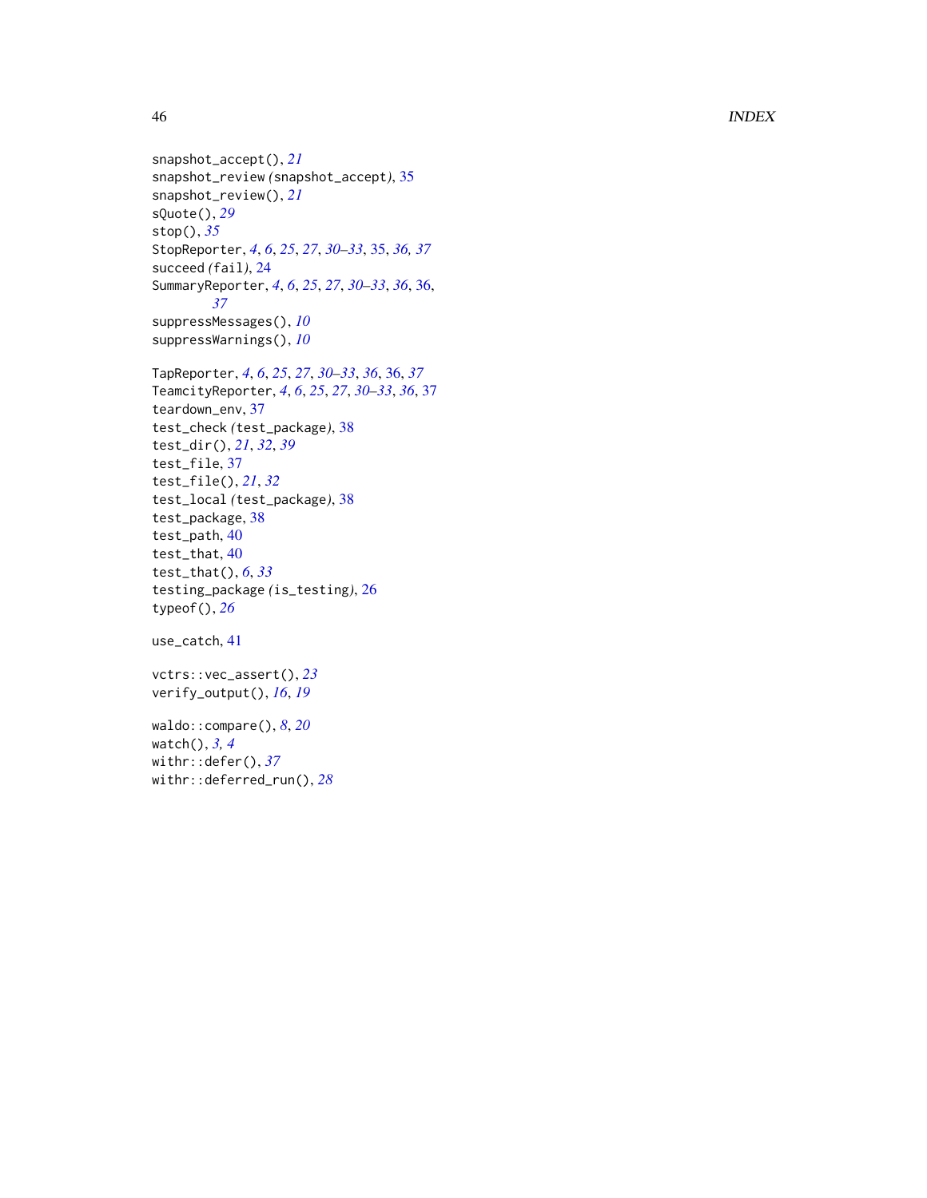snapshot_accept(), *21*  
snapshot_review (snapshot_accept), 35  
snapshot_review(), *21*  
sQuote(), *29*  
stop(), *35*  
StopReporter, *4*, *6*, *25*, *27*, *30–33*, 35, *36, 37*  
succeed (fail), 24  
SummaryReporter, *4*, *6*, *25*, *27*, *30–33*, *36*, 36, *37*  
suppressMessages(), *10*  
suppressWarnings(), *10*

TapReporter, *4*, *6*, *25*, *27*, *30–33*, *36*, 36, *37*  
TeamcityReporter, *4*, *6*, *25*, *27*, *30–33*, *36*, 37  
teardown_env, 37  
test_check (test_package), 38  
test_dir(), *21*, *32*, *39*  
test_file, 37  
test_file(), *21*, *32*  
test_local (test_package), 38  
test_package, 38  
test_path, 40  
test_that, 40  
test_that(), *6*, *33*  
testing_package (is_testing), 26  
typeof(), *26*

use_catch, 41

vctrs::vec_assert(), *23*  
verify_output(), *16*, *19*

waldo::compare(), *8*, *20*  
watch(), *3, 4*  
withr::defer(), *37*  
withr::deferred_run(), *28*